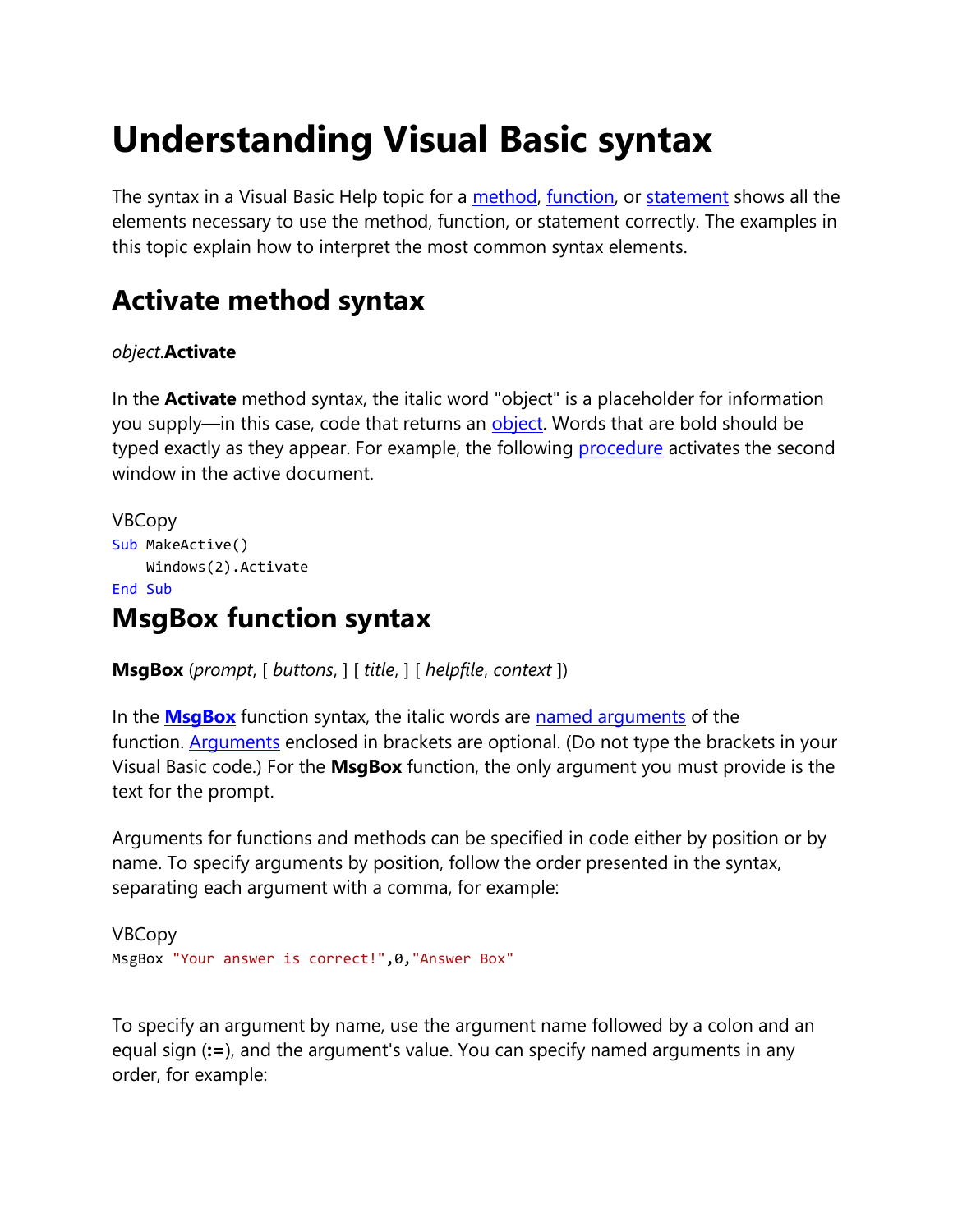# Understanding Visual Basic syntax

The syntax in a Visual Basic Help topic for a method, function, or statement shows all the elements necessary to use the method, function, or statement correctly. The examples in this topic explain how to interpret the most common syntax elements.

## Activate method syntax

*object*.**Activate**

In the **Activate** method syntax, the italic word "object" is a placeholder for information you supply—in this case, code that returns an object. Words that are bold should be typed exactly as they appear. For example, the following procedure activates the second window in the active document.

VBCopy

```
Sub MakeActive()
    Windows(2).Activate
End Sub
```

## MsgBox function syntax

**MsgBox** (*prompt*, [ *buttons*, ] [ *title*, ] [ *helpfile*, *context* ])

In the **MsgBox** function syntax, the italic words are named arguments of the function. Arguments enclosed in brackets are optional. (Do not type the brackets in your Visual Basic code.) For the **MsgBox** function, the only argument you must provide is the text for the prompt.

Arguments for functions and methods can be specified in code either by position or by name. To specify arguments by position, follow the order presented in the syntax, separating each argument with a comma, for example:

VBCopy

```
MsgBox "Your answer is correct!",0,"Answer Box"
```

To specify an argument by name, use the argument name followed by a colon and an equal sign (**:=**), and the argument's value. You can specify named arguments in any order, for example: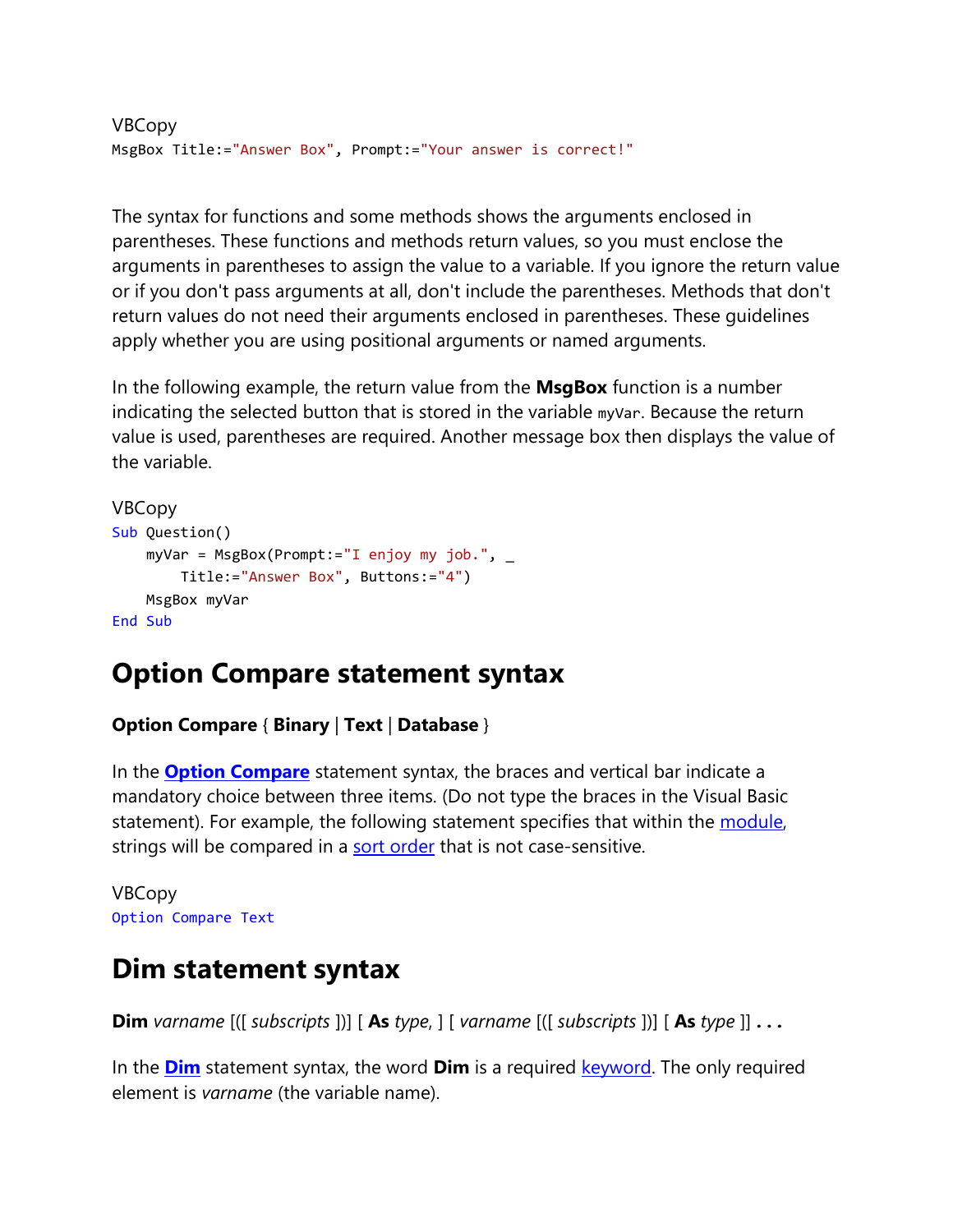VBCopy

```
MsgBox Title:="Answer Box", Prompt:="Your answer is correct!"
```

The syntax for functions and some methods shows the arguments enclosed in parentheses. These functions and methods return values, so you must enclose the arguments in parentheses to assign the value to a variable. If you ignore the return value or if you don't pass arguments at all, don't include the parentheses. Methods that don't return values do not need their arguments enclosed in parentheses. These guidelines apply whether you are using positional arguments or named arguments.

In the following example, the return value from the **MsgBox** function is a number indicating the selected button that is stored in the variable `myVar`. Because the return value is used, parentheses are required. Another message box then displays the value of the variable.

VBCopy

```
Sub Question()
    myVar = MsgBox(Prompt:="I enjoy my job.", _
        Title:="Answer Box", Buttons:="4")
    MsgBox myVar
End Sub
```

## Option Compare statement syntax

**Option Compare** { **Binary** | **Text** | **Database** }

In the **Option Compare** statement syntax, the braces and vertical bar indicate a mandatory choice between three items. (Do not type the braces in the Visual Basic statement). For example, the following statement specifies that within the module, strings will be compared in a sort order that is not case-sensitive.

VBCopy

```
Option Compare Text
```

## Dim statement syntax

**Dim** *varname* [([ *subscripts* ])] [ **As** *type*, ] [ *varname* [([ *subscripts* ])] [ **As** *type* ]] **. . .**

In the **Dim** statement syntax, the word **Dim** is a required keyword. The only required element is *varname* (the variable name).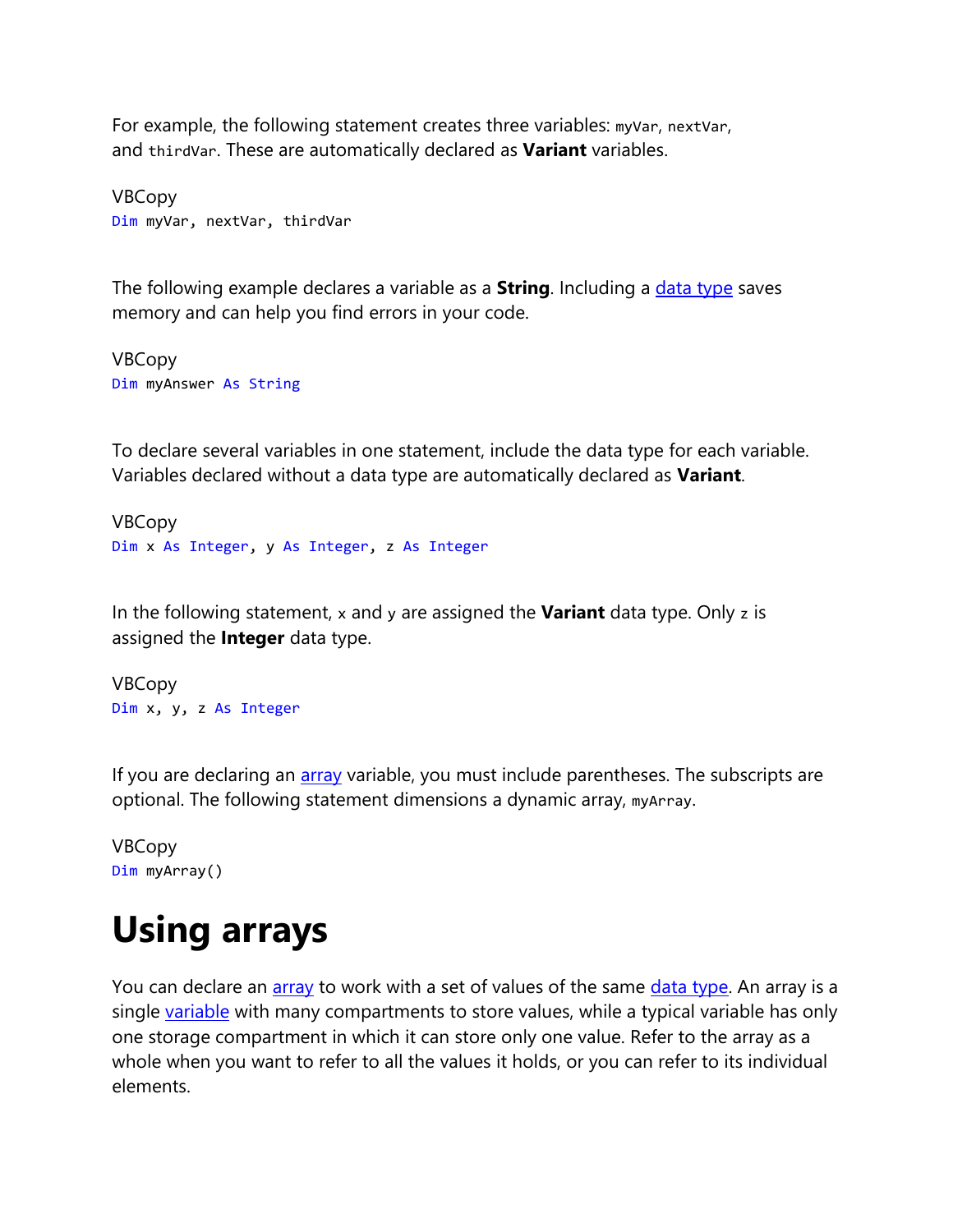For example, the following statement creates three variables: `myVar`, `nextVar`, and `thirdVar`. These are automatically declared as **Variant** variables.

VBCopy
```
Dim myVar, nextVar, thirdVar
```

The following example declares a variable as a **String**. Including a data type saves memory and can help you find errors in your code.

VBCopy
```
Dim myAnswer As String
```

To declare several variables in one statement, include the data type for each variable. Variables declared without a data type are automatically declared as **Variant**.

VBCopy
```
Dim x As Integer, y As Integer, z As Integer
```

In the following statement, `x` and `y` are assigned the **Variant** data type. Only `z` is assigned the **Integer** data type.

VBCopy
```
Dim x, y, z As Integer
```

If you are declaring an array variable, you must include parentheses. The subscripts are optional. The following statement dimensions a dynamic array, `myArray`.

VBCopy
```
Dim myArray()
```

# Using arrays

You can declare an array to work with a set of values of the same data type. An array is a single variable with many compartments to store values, while a typical variable has only one storage compartment in which it can store only one value. Refer to the array as a whole when you want to refer to all the values it holds, or you can refer to its individual elements.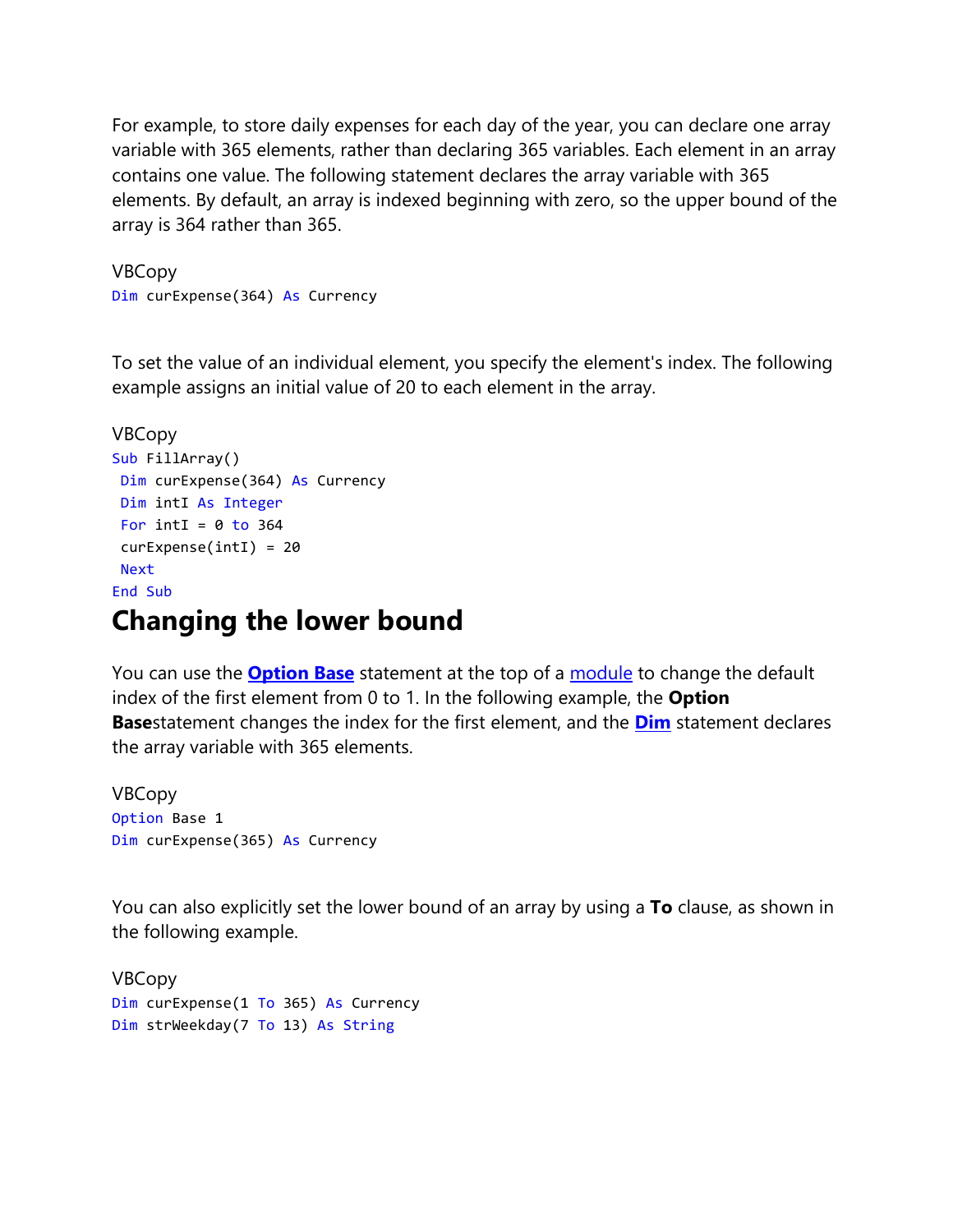For example, to store daily expenses for each day of the year, you can declare one array variable with 365 elements, rather than declaring 365 variables. Each element in an array contains one value. The following statement declares the array variable with 365 elements. By default, an array is indexed beginning with zero, so the upper bound of the array is 364 rather than 365.

VBCopy

```
Dim curExpense(364) As Currency
```

To set the value of an individual element, you specify the element's index. The following example assigns an initial value of 20 to each element in the array.

VBCopy

```
Sub FillArray()
 Dim curExpense(364) As Currency
 Dim intI As Integer
 For intI = 0 to 364
 curExpense(intI) = 20
 Next
End Sub
```

## Changing the lower bound

You can use the **Option Base** statement at the top of a module to change the default index of the first element from 0 to 1. In the following example, the **Option Base**statement changes the index for the first element, and the **Dim** statement declares the array variable with 365 elements.

VBCopy

```
Option Base 1
Dim curExpense(365) As Currency
```

You can also explicitly set the lower bound of an array by using a **To** clause, as shown in the following example.

VBCopy

```
Dim curExpense(1 To 365) As Currency
Dim strWeekday(7 To 13) As String
```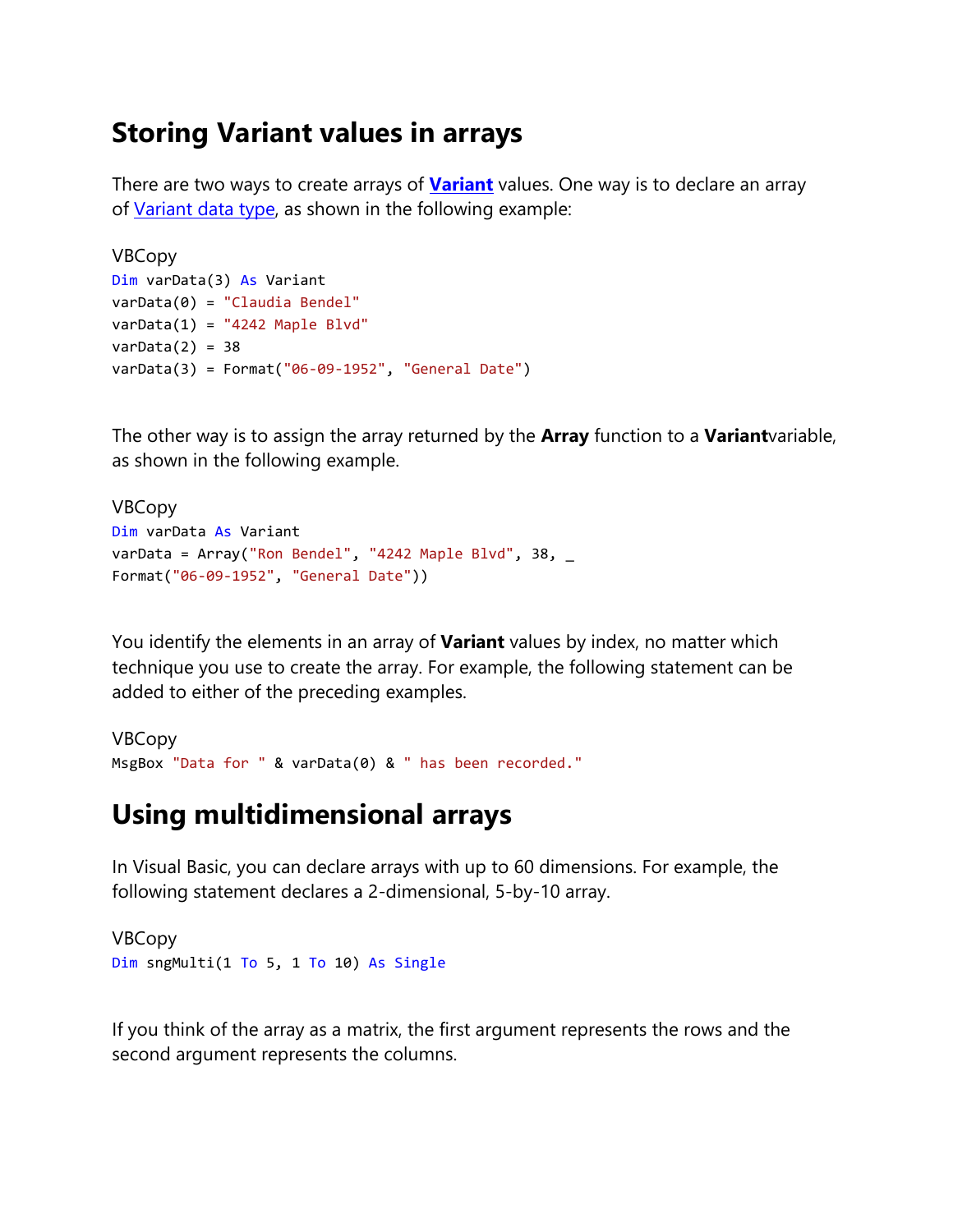## Storing Variant values in arrays

There are two ways to create arrays of **Variant** values. One way is to declare an array of Variant data type, as shown in the following example:

VBCopy

```
Dim varData(3) As Variant
varData(0) = "Claudia Bendel"
varData(1) = "4242 Maple Blvd"
varData(2) = 38
varData(3) = Format("06-09-1952", "General Date")
```

The other way is to assign the array returned by the **Array** function to a **Variant**variable, as shown in the following example.

VBCopy

```
Dim varData As Variant
varData = Array("Ron Bendel", "4242 Maple Blvd", 38, _
Format("06-09-1952", "General Date"))
```

You identify the elements in an array of **Variant** values by index, no matter which technique you use to create the array. For example, the following statement can be added to either of the preceding examples.

VBCopy

```
MsgBox "Data for " & varData(0) & " has been recorded."
```

## Using multidimensional arrays

In Visual Basic, you can declare arrays with up to 60 dimensions. For example, the following statement declares a 2-dimensional, 5-by-10 array.

VBCopy

```
Dim sngMulti(1 To 5, 1 To 10) As Single
```

If you think of the array as a matrix, the first argument represents the rows and the second argument represents the columns.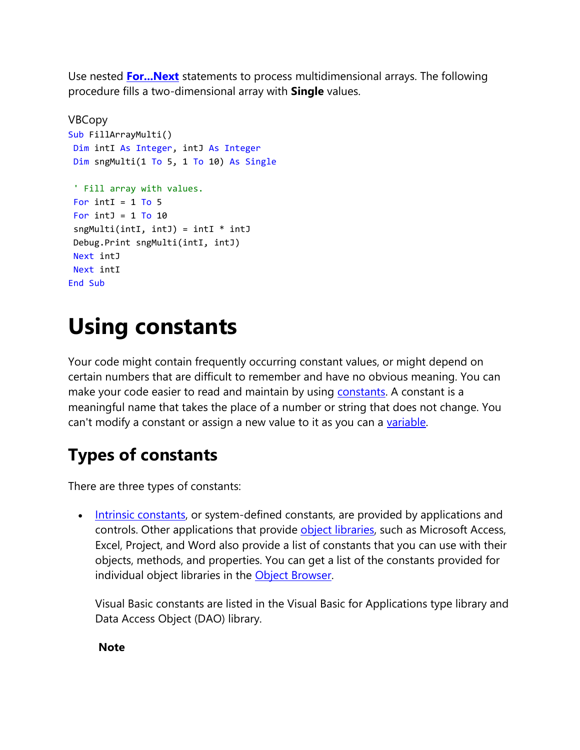Use nested **For...Next** statements to process multidimensional arrays. The following procedure fills a two-dimensional array with **Single** values.

VBCopy

```
Sub FillArrayMulti()
 Dim intI As Integer, intJ As Integer
 Dim sngMulti(1 To 5, 1 To 10) As Single

 ' Fill array with values.
 For intI = 1 To 5
 For intJ = 1 To 10
 sngMulti(intI, intJ) = intI * intJ
 Debug.Print sngMulti(intI, intJ)
 Next intJ
 Next intI
End Sub
```

# Using constants

Your code might contain frequently occurring constant values, or might depend on certain numbers that are difficult to remember and have no obvious meaning. You can make your code easier to read and maintain by using constants. A constant is a meaningful name that takes the place of a number or string that does not change. You can't modify a constant or assign a new value to it as you can a variable.

## Types of constants

There are three types of constants:

- Intrinsic constants, or system-defined constants, are provided by applications and controls. Other applications that provide object libraries, such as Microsoft Access, Excel, Project, and Word also provide a list of constants that you can use with their objects, methods, and properties. You can get a list of the constants provided for individual object libraries in the Object Browser.

  Visual Basic constants are listed in the Visual Basic for Applications type library and Data Access Object (DAO) library.

  **Note**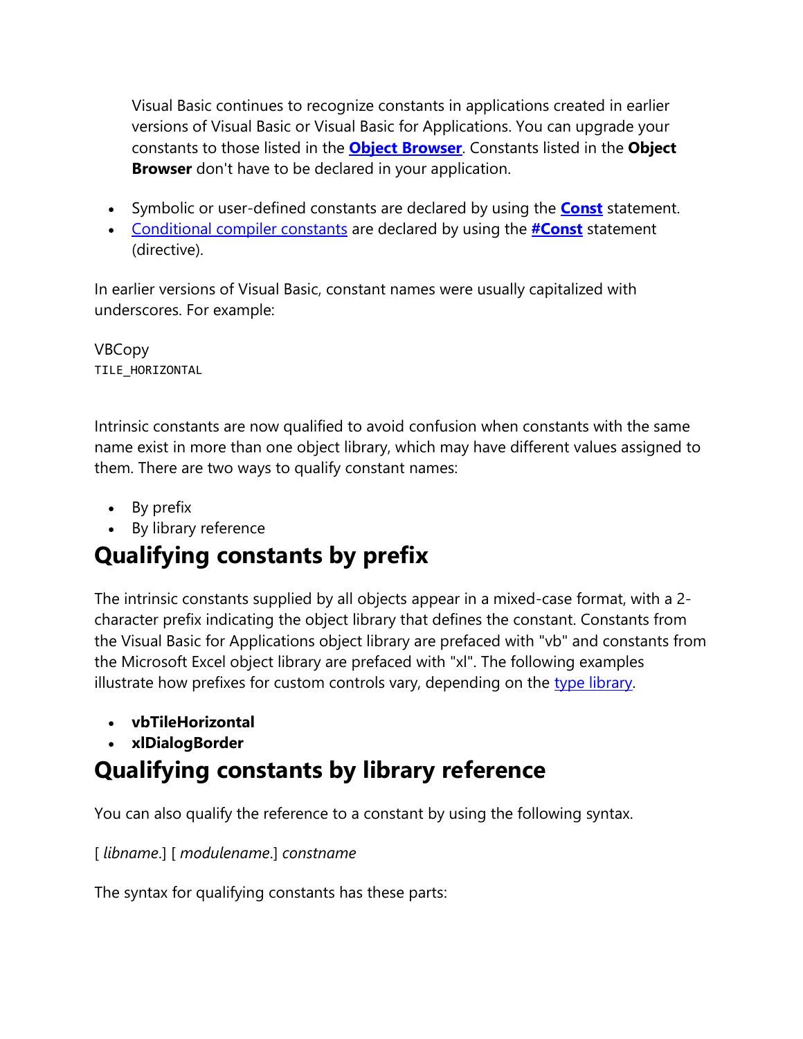Visual Basic continues to recognize constants in applications created in earlier versions of Visual Basic or Visual Basic for Applications. You can upgrade your constants to those listed in the **Object Browser**. Constants listed in the **Object Browser** don't have to be declared in your application.

- Symbolic or user-defined constants are declared by using the **Const** statement.
- Conditional compiler constants are declared by using the **#Const** statement (directive).

In earlier versions of Visual Basic, constant names were usually capitalized with underscores. For example:

VBCopy

```
TILE_HORIZONTAL
```

Intrinsic constants are now qualified to avoid confusion when constants with the same name exist in more than one object library, which may have different values assigned to them. There are two ways to qualify constant names:

- By prefix
- By library reference

## Qualifying constants by prefix

The intrinsic constants supplied by all objects appear in a mixed-case format, with a 2-character prefix indicating the object library that defines the constant. Constants from the Visual Basic for Applications object library are prefaced with "vb" and constants from the Microsoft Excel object library are prefaced with "xl". The following examples illustrate how prefixes for custom controls vary, depending on the type library.

- **vbTileHorizontal**
- **xlDialogBorder**

## Qualifying constants by library reference

You can also qualify the reference to a constant by using the following syntax.

[ *libname*.] [ *modulename*.] *constname*

The syntax for qualifying constants has these parts: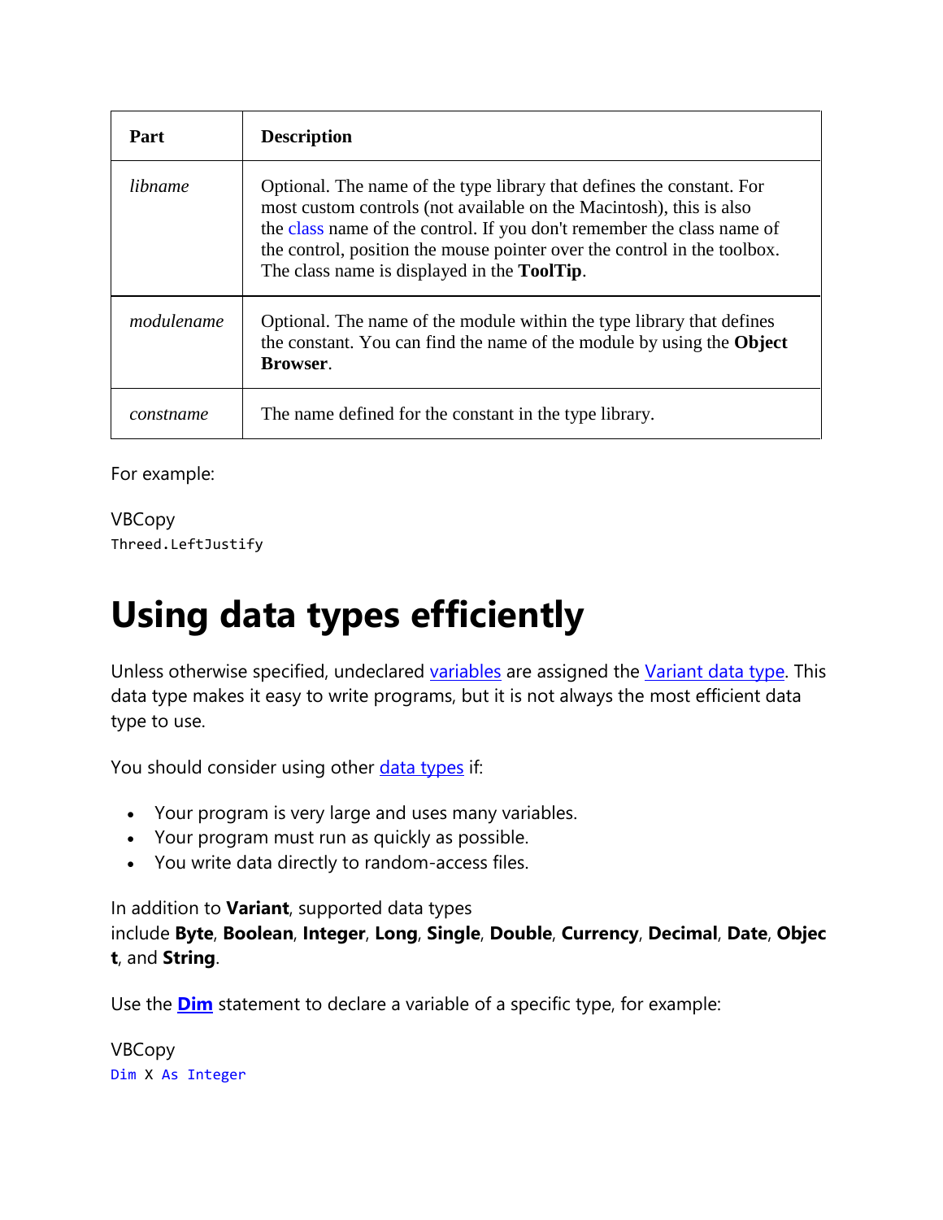| Part | Description |
|---|---|
| *libname* | Optional. The name of the type library that defines the constant. For most custom controls (not available on the Macintosh), this is also the class name of the control. If you don't remember the class name of the control, position the mouse pointer over the control in the toolbox. The class name is displayed in the **ToolTip**. |
| *modulename* | Optional. The name of the module within the type library that defines the constant. You can find the name of the module by using the **Object Browser**. |
| *constname* | The name defined for the constant in the type library. |

For example:

VBCopy
```
Threed.LeftJustify
```

# Using data types efficiently

Unless otherwise specified, undeclared variables are assigned the Variant data type. This data type makes it easy to write programs, but it is not always the most efficient data type to use.

You should consider using other data types if:

- Your program is very large and uses many variables.
- Your program must run as quickly as possible.
- You write data directly to random-access files.

In addition to **Variant**, supported data types include **Byte**, **Boolean**, **Integer**, **Long**, **Single**, **Double**, **Currency**, **Decimal**, **Date**, **Object**, and **String**.

Use the **Dim** statement to declare a variable of a specific type, for example:

VBCopy
```
Dim X As Integer
```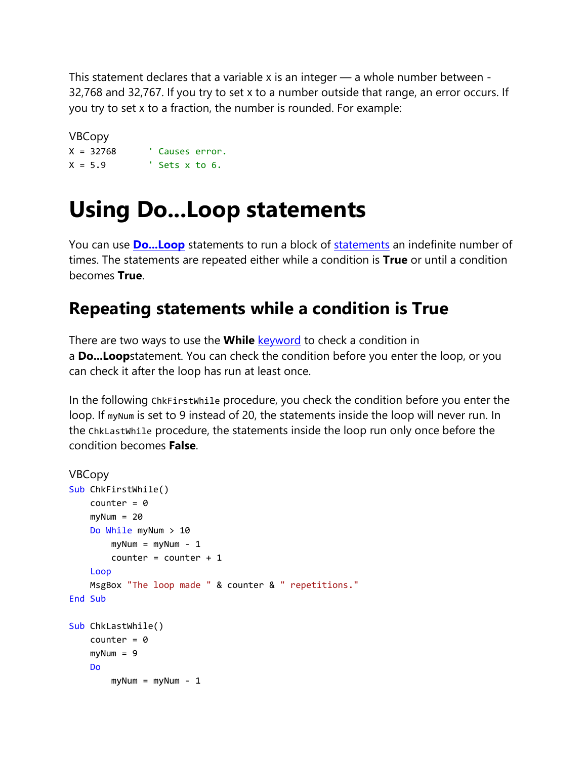This statement declares that a variable x is an integer — a whole number between -32,768 and 32,767. If you try to set x to a number outside that range, an error occurs. If you try to set x to a fraction, the number is rounded. For example:

VBCopy

```
X = 32768      ' Causes error.
X = 5.9        ' Sets x to 6.
```

# Using Do...Loop statements

You can use **Do...Loop** statements to run a block of statements an indefinite number of times. The statements are repeated either while a condition is **True** or until a condition becomes **True**.

## Repeating statements while a condition is True

There are two ways to use the **While** keyword to check a condition in a **Do...Loop**statement. You can check the condition before you enter the loop, or you can check it after the loop has run at least once.

In the following `ChkFirstWhile` procedure, you check the condition before you enter the loop. If `myNum` is set to 9 instead of 20, the statements inside the loop will never run. In the `ChkLastWhile` procedure, the statements inside the loop run only once before the condition becomes **False**.

VBCopy

```
Sub ChkFirstWhile()
    counter = 0
    myNum = 20
    Do While myNum > 10
        myNum = myNum - 1
        counter = counter + 1
    Loop
    MsgBox "The loop made " & counter & " repetitions."
End Sub

Sub ChkLastWhile()
    counter = 0
    myNum = 9
    Do
        myNum = myNum - 1
```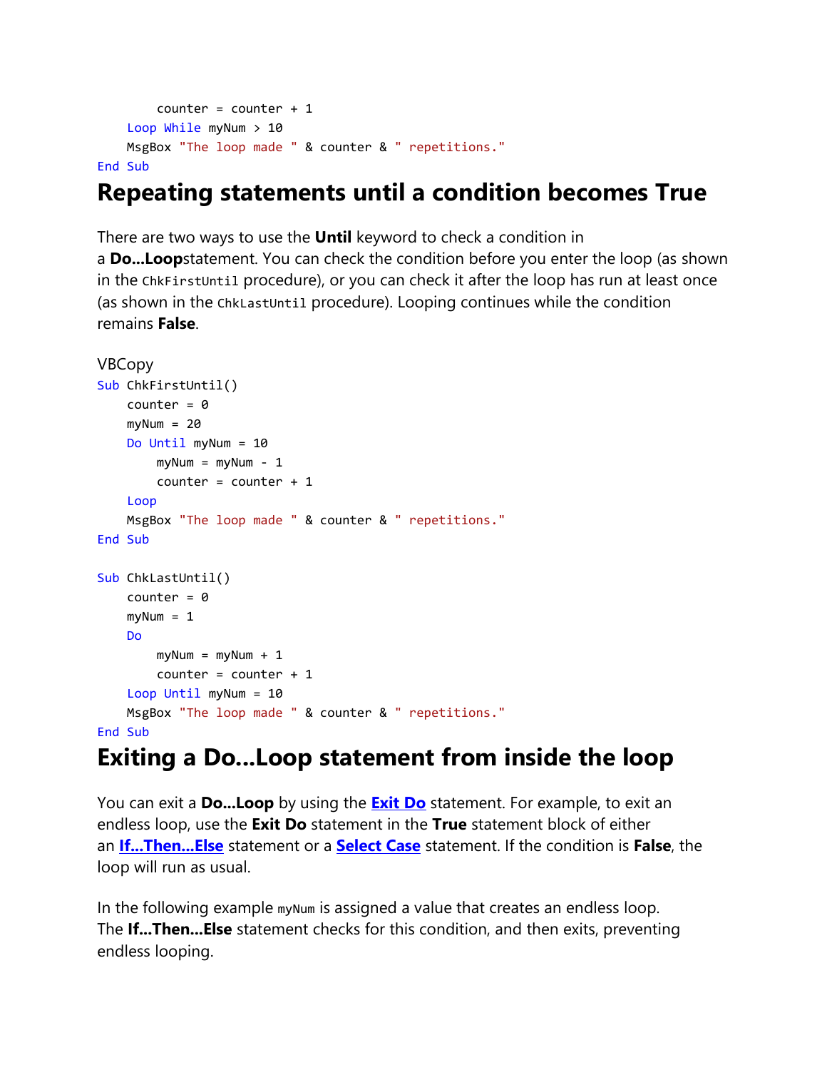```vb
        counter = counter + 1
    Loop While myNum > 10
    MsgBox "The loop made " & counter & " repetitions."
End Sub
```

## Repeating statements until a condition becomes True

There are two ways to use the **Until** keyword to check a condition in a **Do...Loop**statement. You can check the condition before you enter the loop (as shown in the `ChkFirstUntil` procedure), or you can check it after the loop has run at least once (as shown in the `ChkLastUntil` procedure). Looping continues while the condition remains **False**.

VBCopy

```vb
Sub ChkFirstUntil()
    counter = 0
    myNum = 20
    Do Until myNum = 10
        myNum = myNum - 1
        counter = counter + 1
    Loop
    MsgBox "The loop made " & counter & " repetitions."
End Sub

Sub ChkLastUntil()
    counter = 0
    myNum = 1
    Do
        myNum = myNum + 1
        counter = counter + 1
    Loop Until myNum = 10
    MsgBox "The loop made " & counter & " repetitions."
End Sub
```

## Exiting a Do...Loop statement from inside the loop

You can exit a **Do...Loop** by using the **Exit Do** statement. For example, to exit an endless loop, use the **Exit Do** statement in the **True** statement block of either an **If...Then...Else** statement or a **Select Case** statement. If the condition is **False**, the loop will run as usual.

In the following example `myNum` is assigned a value that creates an endless loop. The **If...Then...Else** statement checks for this condition, and then exits, preventing endless looping.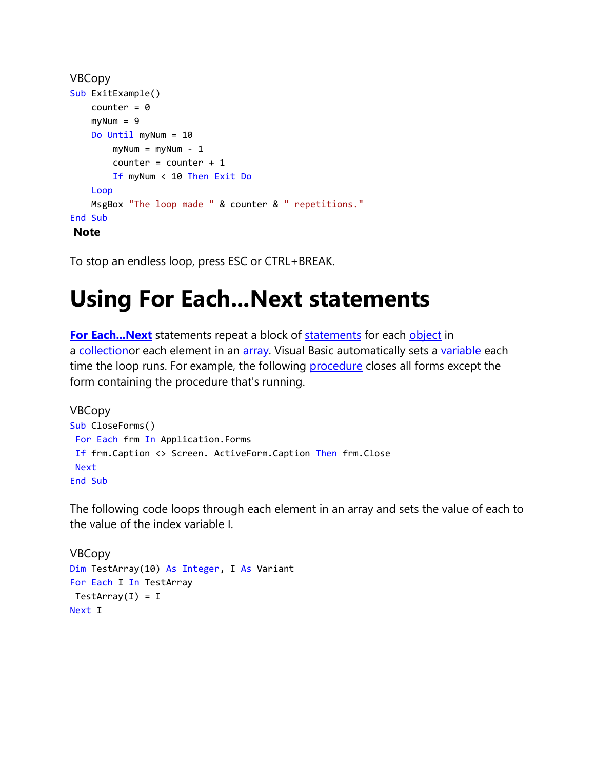VBCopy

```
Sub ExitExample()
    counter = 0
    myNum = 9
    Do Until myNum = 10
        myNum = myNum - 1
        counter = counter + 1
        If myNum < 10 Then Exit Do
    Loop
    MsgBox "The loop made " & counter & " repetitions."
End Sub
```

**Note**

To stop an endless loop, press ESC or CTRL+BREAK.

# Using For Each...Next statements

**For Each...Next** statements repeat a block of statements for each object in a collectionor each element in an array. Visual Basic automatically sets a variable each time the loop runs. For example, the following procedure closes all forms except the form containing the procedure that's running.

VBCopy

```
Sub CloseForms()
 For Each frm In Application.Forms
 If frm.Caption <> Screen. ActiveForm.Caption Then frm.Close
 Next
End Sub
```

The following code loops through each element in an array and sets the value of each to the value of the index variable I.

VBCopy

```
Dim TestArray(10) As Integer, I As Variant
For Each I In TestArray
 TestArray(I) = I
Next I
```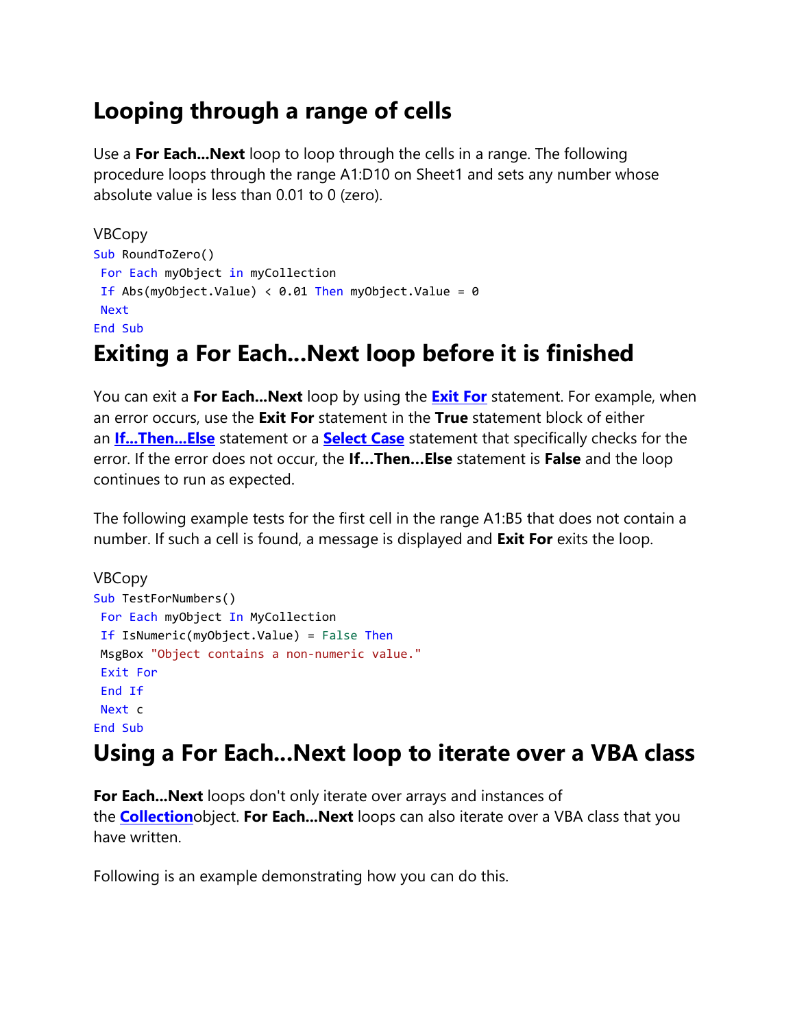## Looping through a range of cells

Use a **For Each...Next** loop to loop through the cells in a range. The following procedure loops through the range A1:D10 on Sheet1 and sets any number whose absolute value is less than 0.01 to 0 (zero).

VBCopy

```
Sub RoundToZero()
 For Each myObject in myCollection
 If Abs(myObject.Value) < 0.01 Then myObject.Value = 0
 Next
End Sub
```

# Exiting a For Each...Next loop before it is finished

You can exit a **For Each...Next** loop by using the **Exit For** statement. For example, when an error occurs, use the **Exit For** statement in the **True** statement block of either an **If...Then...Else** statement or a **Select Case** statement that specifically checks for the error. If the error does not occur, the **If...Then...Else** statement is **False** and the loop continues to run as expected.

The following example tests for the first cell in the range A1:B5 that does not contain a number. If such a cell is found, a message is displayed and **Exit For** exits the loop.

VBCopy

```
Sub TestForNumbers()
 For Each myObject In MyCollection
 If IsNumeric(myObject.Value) = False Then
 MsgBox "Object contains a non-numeric value."
 Exit For
 End If
 Next c
End Sub
```

# Using a For Each...Next loop to iterate over a VBA class

**For Each...Next** loops don't only iterate over arrays and instances of the **Collection**object. **For Each...Next** loops can also iterate over a VBA class that you have written.

Following is an example demonstrating how you can do this.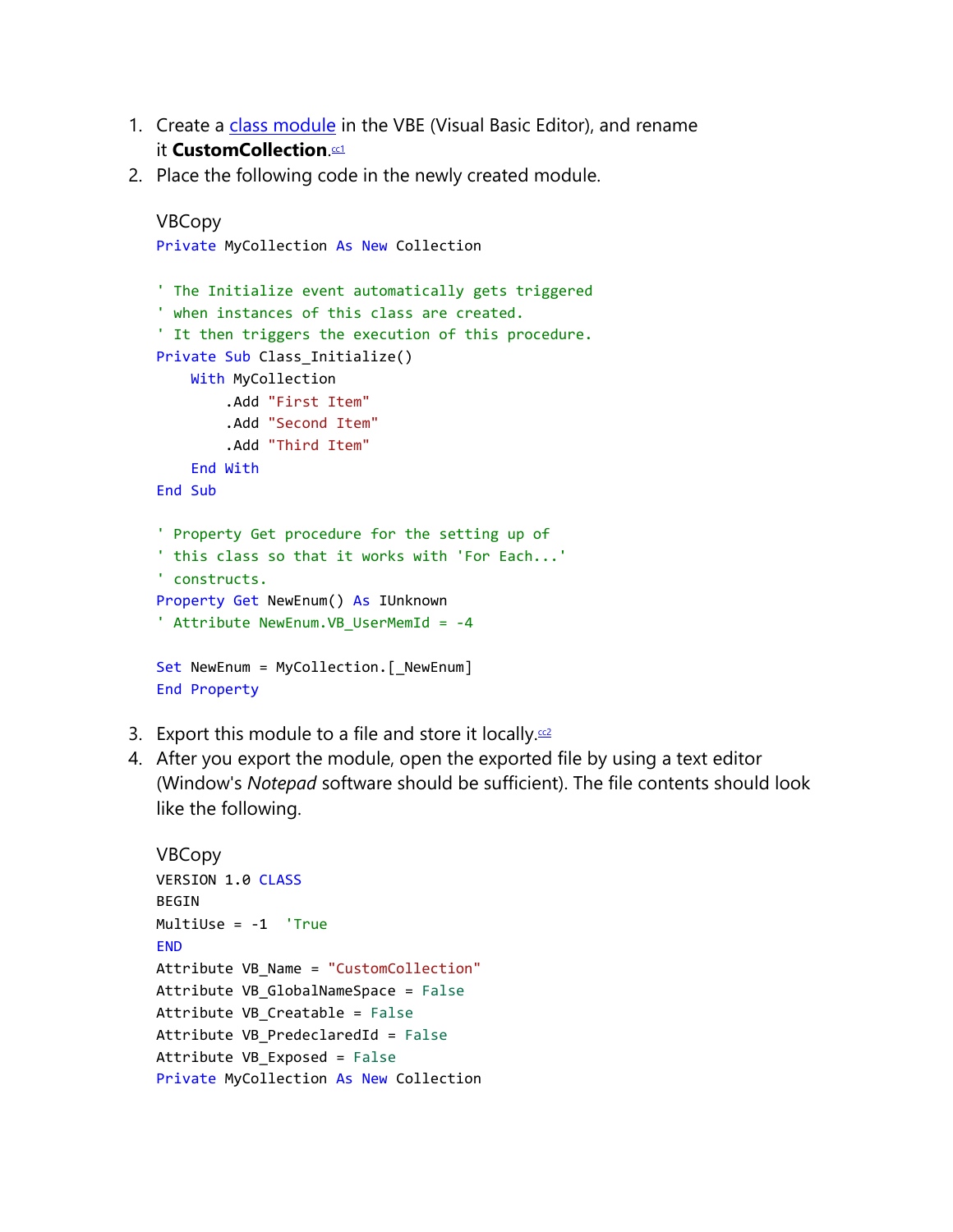1. Create a class module in the VBE (Visual Basic Editor), and rename it **CustomCollection**.[cc1]
2. Place the following code in the newly created module.

   VBCopy

   ```
   Private MyCollection As New Collection

   ' The Initialize event automatically gets triggered
   ' when instances of this class are created.
   ' It then triggers the execution of this procedure.
   Private Sub Class_Initialize()
       With MyCollection
           .Add "First Item"
           .Add "Second Item"
           .Add "Third Item"
       End With
   End Sub

   ' Property Get procedure for the setting up of
   ' this class so that it works with 'For Each...'
   ' constructs.
   Property Get NewEnum() As IUnknown
   ' Attribute NewEnum.VB_UserMemId = -4

   Set NewEnum = MyCollection.[_NewEnum]
   End Property
   ```

3. Export this module to a file and store it locally.[cc2]
4. After you export the module, open the exported file by using a text editor (Window's *Notepad* software should be sufficient). The file contents should look like the following.

   VBCopy

   ```
   VERSION 1.0 CLASS
   BEGIN
   MultiUse = -1  'True
   END
   Attribute VB_Name = "CustomCollection"
   Attribute VB_GlobalNameSpace = False
   Attribute VB_Creatable = False
   Attribute VB_PredeclaredId = False
   Attribute VB_Exposed = False
   Private MyCollection As New Collection
   ```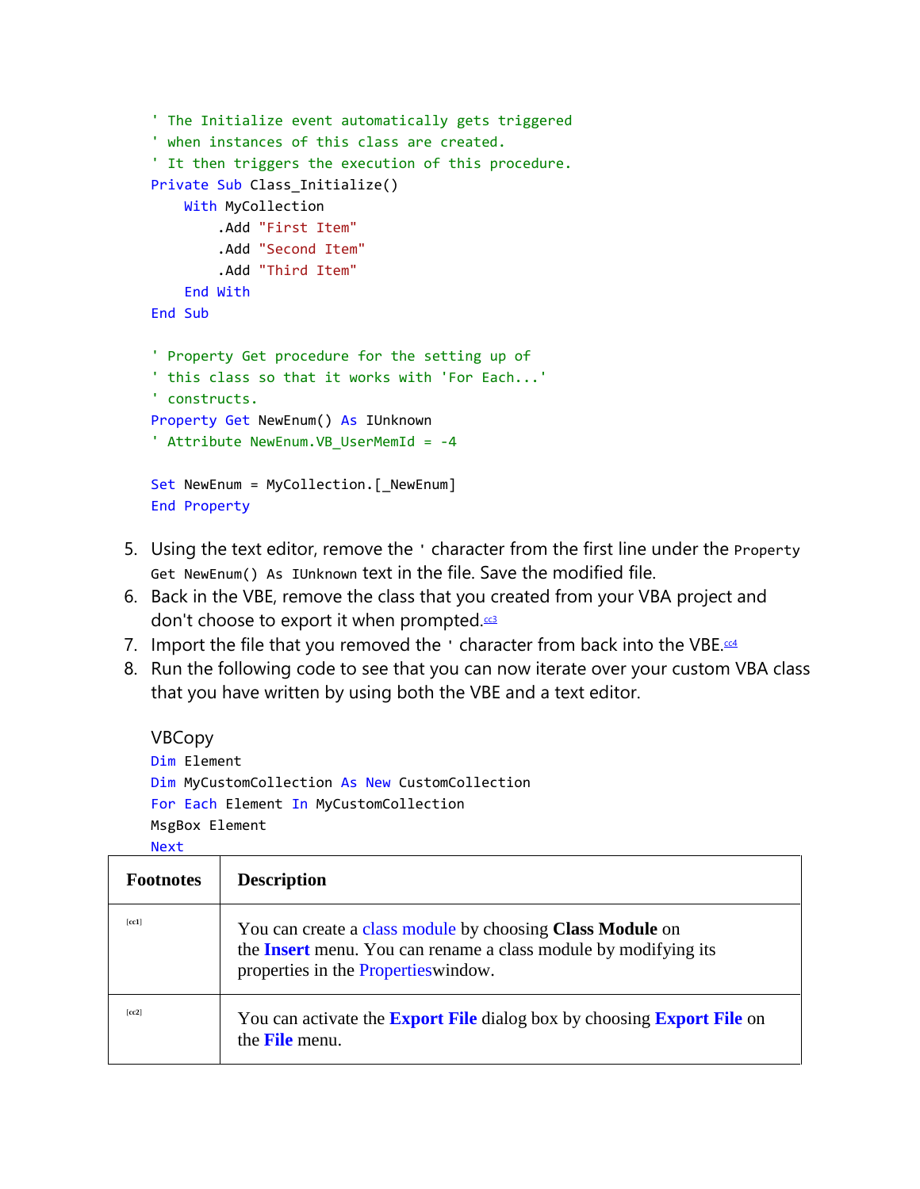```
' The Initialize event automatically gets triggered
' when instances of this class are created.
' It then triggers the execution of this procedure.
Private Sub Class_Initialize()
    With MyCollection
        .Add "First Item"
        .Add "Second Item"
        .Add "Third Item"
    End With
End Sub

' Property Get procedure for the setting up of
' this class so that it works with 'For Each...'
' constructs.
Property Get NewEnum() As IUnknown
' Attribute NewEnum.VB_UserMemId = -4

Set NewEnum = MyCollection.[_NewEnum]
End Property
```

5. Using the text editor, remove the `'` character from the first line under the `Property Get NewEnum() As IUnknown` text in the file. Save the modified file.
6. Back in the VBE, remove the class that you created from your VBA project and don't choose to export it when prompted.[cc3]
7. Import the file that you removed the `'` character from back into the VBE.[cc4]
8. Run the following code to see that you can now iterate over your custom VBA class that you have written by using both the VBE and a text editor.

VBCopy

```
Dim Element
Dim MyCustomCollection As New CustomCollection
For Each Element In MyCustomCollection
MsgBox Element
Next
```

| Footnotes | Description |
| --- | --- |
| [cc1] | You can create a class module by choosing **Class Module** on the **Insert** menu. You can rename a class module by modifying its properties in the Propertieswindow. |
| [cc2] | You can activate the **Export File** dialog box by choosing **Export File** on the **File** menu. |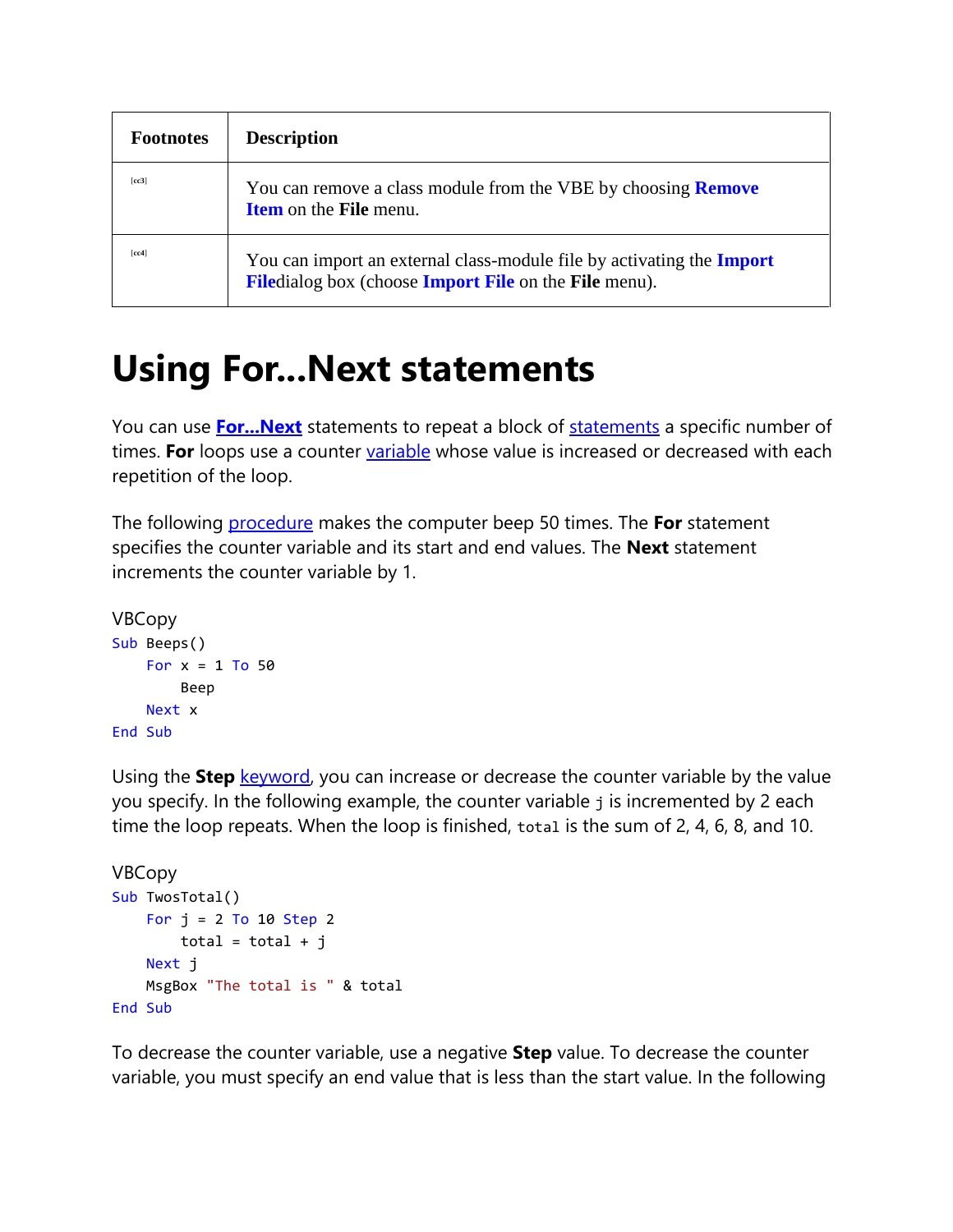| Footnotes | Description |
| --- | --- |
| [cc3] | You can remove a class module from the VBE by choosing **Remove Item** on the **File** menu. |
| [cc4] | You can import an external class-module file by activating the **Import File**dialog box (choose **Import File** on the **File** menu). |

# Using For...Next statements

You can use **For...Next** statements to repeat a block of statements a specific number of times. **For** loops use a counter variable whose value is increased or decreased with each repetition of the loop.

The following procedure makes the computer beep 50 times. The **For** statement specifies the counter variable and its start and end values. The **Next** statement increments the counter variable by 1.

VBCopy

```
Sub Beeps()
    For x = 1 To 50
        Beep
    Next x
End Sub
```

Using the **Step** keyword, you can increase or decrease the counter variable by the value you specify. In the following example, the counter variable `j` is incremented by 2 each time the loop repeats. When the loop is finished, `total` is the sum of 2, 4, 6, 8, and 10.

VBCopy

```
Sub TwosTotal()
    For j = 2 To 10 Step 2
        total = total + j
    Next j
    MsgBox "The total is " & total
End Sub
```

To decrease the counter variable, use a negative **Step** value. To decrease the counter variable, you must specify an end value that is less than the start value. In the following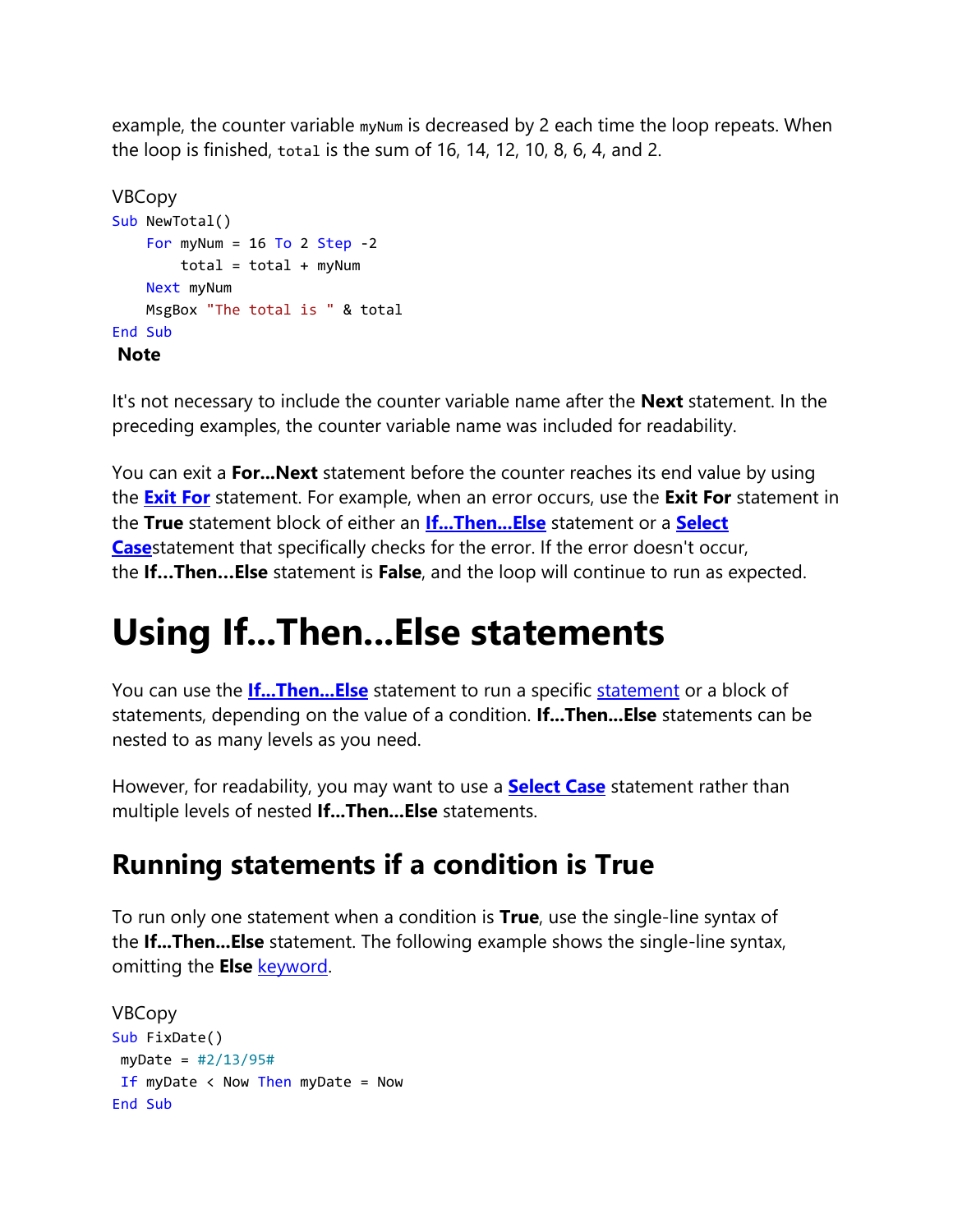example, the counter variable `myNum` is decreased by 2 each time the loop repeats. When the loop is finished, `total` is the sum of 16, 14, 12, 10, 8, 6, 4, and 2.

VBCopy

```vb
Sub NewTotal()
    For myNum = 16 To 2 Step -2
        total = total + myNum
    Next myNum
    MsgBox "The total is " & total
End Sub
```

**Note**

It's not necessary to include the counter variable name after the **Next** statement. In the preceding examples, the counter variable name was included for readability.

You can exit a **For...Next** statement before the counter reaches its end value by using the **Exit For** statement. For example, when an error occurs, use the **Exit For** statement in the **True** statement block of either an **If...Then...Else** statement or a **Select Case**statement that specifically checks for the error. If the error doesn't occur, the **If…Then…Else** statement is **False**, and the loop will continue to run as expected.

# Using If...Then...Else statements

You can use the **If...Then...Else** statement to run a specific statement or a block of statements, depending on the value of a condition. **If...Then...Else** statements can be nested to as many levels as you need.

However, for readability, you may want to use a **Select Case** statement rather than multiple levels of nested **If...Then...Else** statements.

## Running statements if a condition is True

To run only one statement when a condition is **True**, use the single-line syntax of the **If...Then...Else** statement. The following example shows the single-line syntax, omitting the **Else** keyword.

VBCopy

```vb
Sub FixDate()
 myDate = #2/13/95#
 If myDate < Now Then myDate = Now
End Sub
```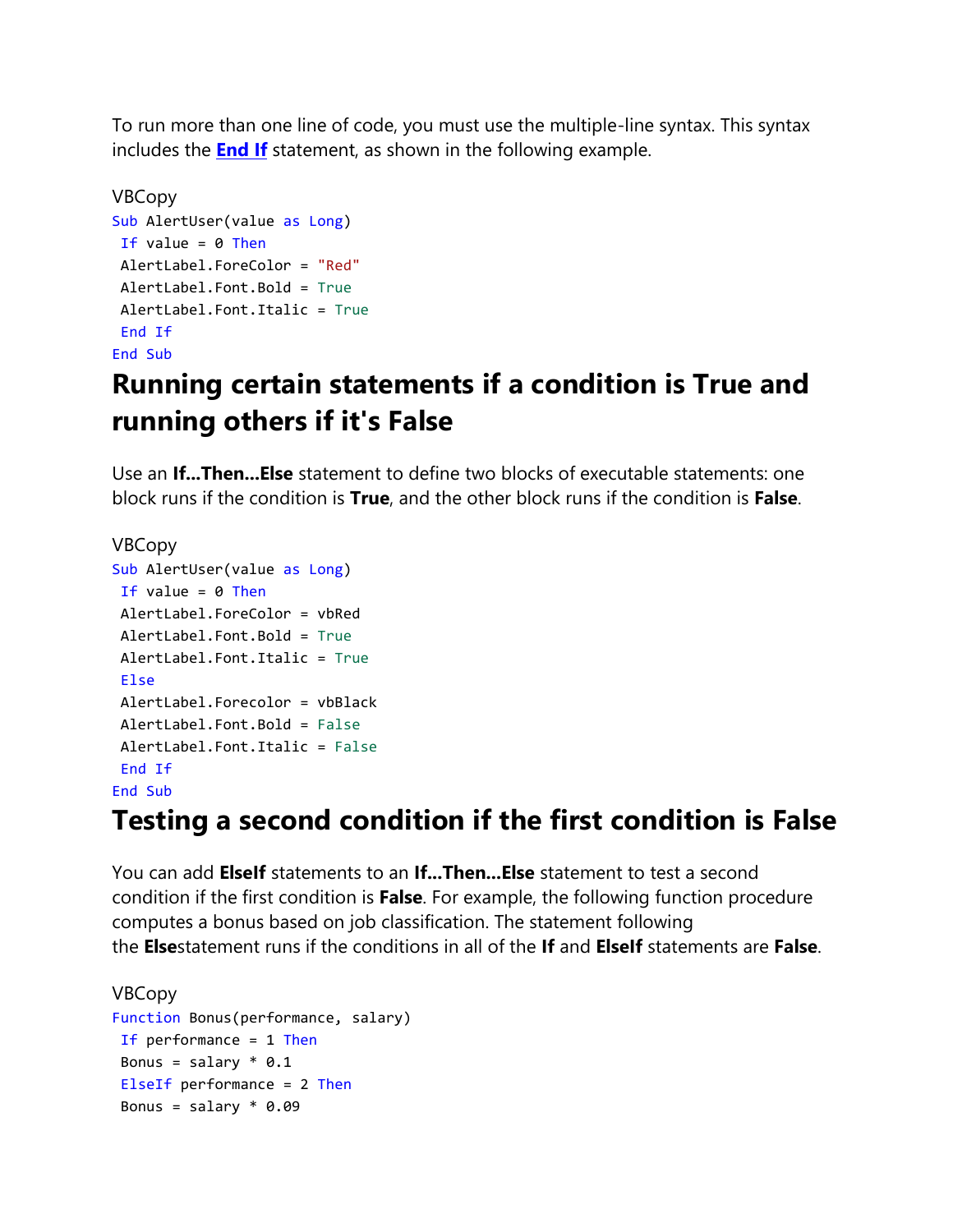To run more than one line of code, you must use the multiple-line syntax. This syntax includes the **End If** statement, as shown in the following example.

VBCopy

```
Sub AlertUser(value as Long)
 If value = 0 Then
 AlertLabel.ForeColor = "Red"
 AlertLabel.Font.Bold = True
 AlertLabel.Font.Italic = True
 End If
End Sub
```

# Running certain statements if a condition is True and running others if it's False

Use an **If...Then...Else** statement to define two blocks of executable statements: one block runs if the condition is **True**, and the other block runs if the condition is **False**.

VBCopy

```
Sub AlertUser(value as Long)
 If value = 0 Then
 AlertLabel.ForeColor = vbRed
 AlertLabel.Font.Bold = True
 AlertLabel.Font.Italic = True
 Else
 AlertLabel.Forecolor = vbBlack
 AlertLabel.Font.Bold = False
 AlertLabel.Font.Italic = False
 End If
End Sub
```

# Testing a second condition if the first condition is False

You can add **ElseIf** statements to an **If...Then...Else** statement to test a second condition if the first condition is **False**. For example, the following function procedure computes a bonus based on job classification. The statement following the **Else**statement runs if the conditions in all of the **If** and **ElseIf** statements are **False**.

VBCopy

```
Function Bonus(performance, salary)
 If performance = 1 Then
 Bonus = salary * 0.1
 ElseIf performance = 2 Then
 Bonus = salary * 0.09
```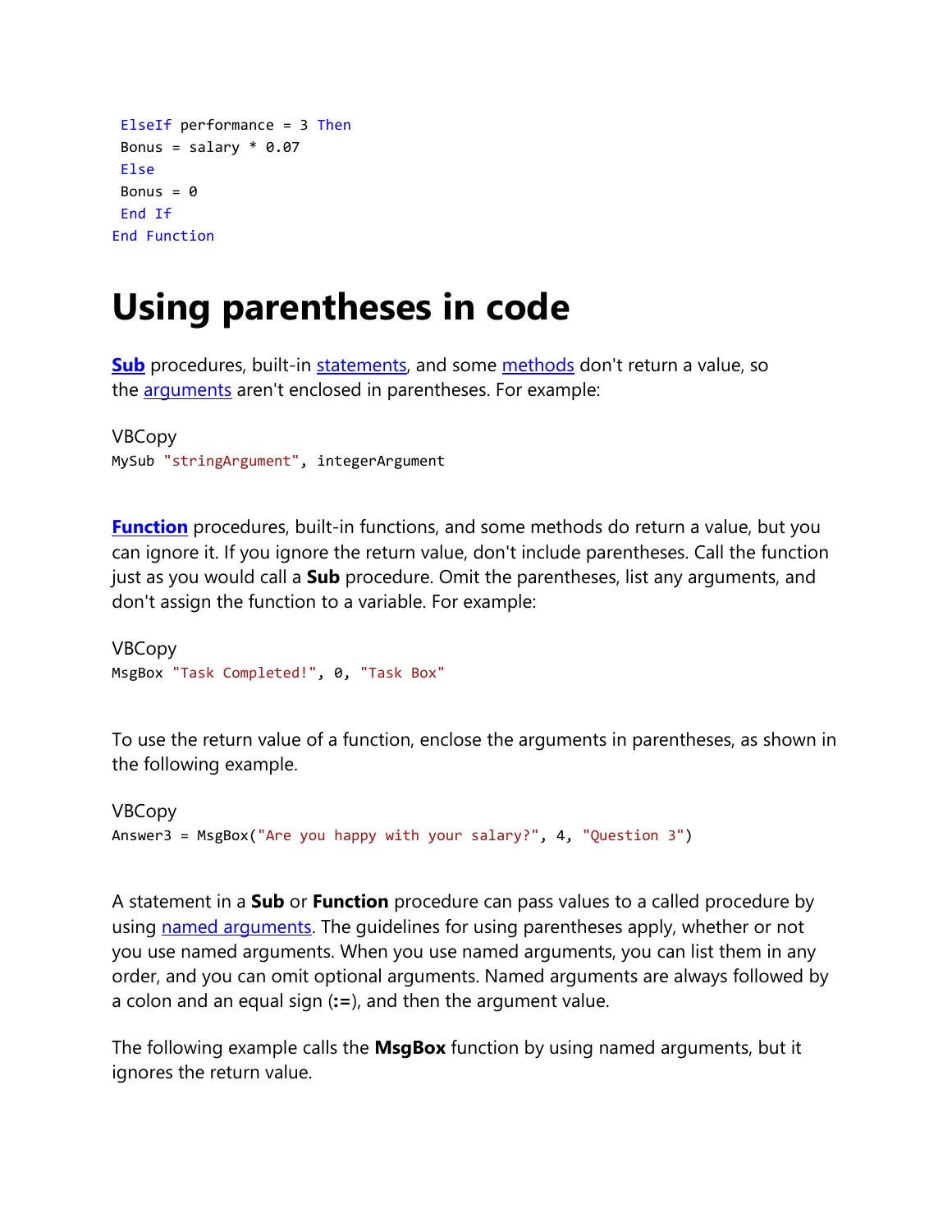```
 ElseIf performance = 3 Then
 Bonus = salary * 0.07
 Else
 Bonus = 0
 End If
End Function
```

# Using parentheses in code

**Sub** procedures, built-in statements, and some methods don't return a value, so the arguments aren't enclosed in parentheses. For example:

VBCopy

```
MySub "stringArgument", integerArgument
```

**Function** procedures, built-in functions, and some methods do return a value, but you can ignore it. If you ignore the return value, don't include parentheses. Call the function just as you would call a **Sub** procedure. Omit the parentheses, list any arguments, and don't assign the function to a variable. For example:

VBCopy

```
MsgBox "Task Completed!", 0, "Task Box"
```

To use the return value of a function, enclose the arguments in parentheses, as shown in the following example.

VBCopy

```
Answer3 = MsgBox("Are you happy with your salary?", 4, "Question 3")
```

A statement in a **Sub** or **Function** procedure can pass values to a called procedure by using named arguments. The guidelines for using parentheses apply, whether or not you use named arguments. When you use named arguments, you can list them in any order, and you can omit optional arguments. Named arguments are always followed by a colon and an equal sign (**:=**), and then the argument value.

The following example calls the **MsgBox** function by using named arguments, but it ignores the return value.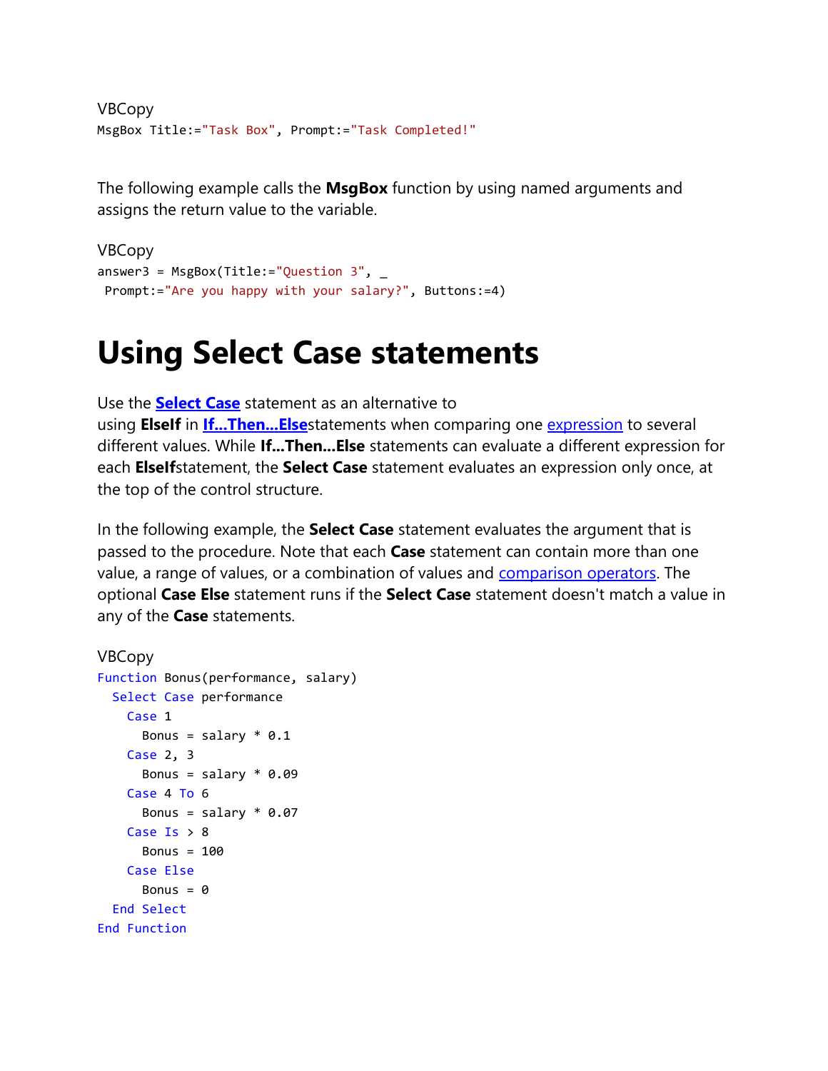VBCopy

```
MsgBox Title:="Task Box", Prompt:="Task Completed!"
```

The following example calls the **MsgBox** function by using named arguments and assigns the return value to the variable.

VBCopy

```
answer3 = MsgBox(Title:="Question 3", _
 Prompt:="Are you happy with your salary?", Buttons:=4)
```

# Using Select Case statements

Use the **Select Case** statement as an alternative to using **ElseIf** in **If...Then...Else**statements when comparing one expression to several different values. While **If...Then...Else** statements can evaluate a different expression for each **ElseIf**statement, the **Select Case** statement evaluates an expression only once, at the top of the control structure.

In the following example, the **Select Case** statement evaluates the argument that is passed to the procedure. Note that each **Case** statement can contain more than one value, a range of values, or a combination of values and comparison operators. The optional **Case Else** statement runs if the **Select Case** statement doesn't match a value in any of the **Case** statements.

VBCopy

```
Function Bonus(performance, salary)
  Select Case performance
    Case 1
      Bonus = salary * 0.1
    Case 2, 3
      Bonus = salary * 0.09
    Case 4 To 6
      Bonus = salary * 0.07
    Case Is > 8
      Bonus = 100
    Case Else
      Bonus = 0
  End Select
End Function
```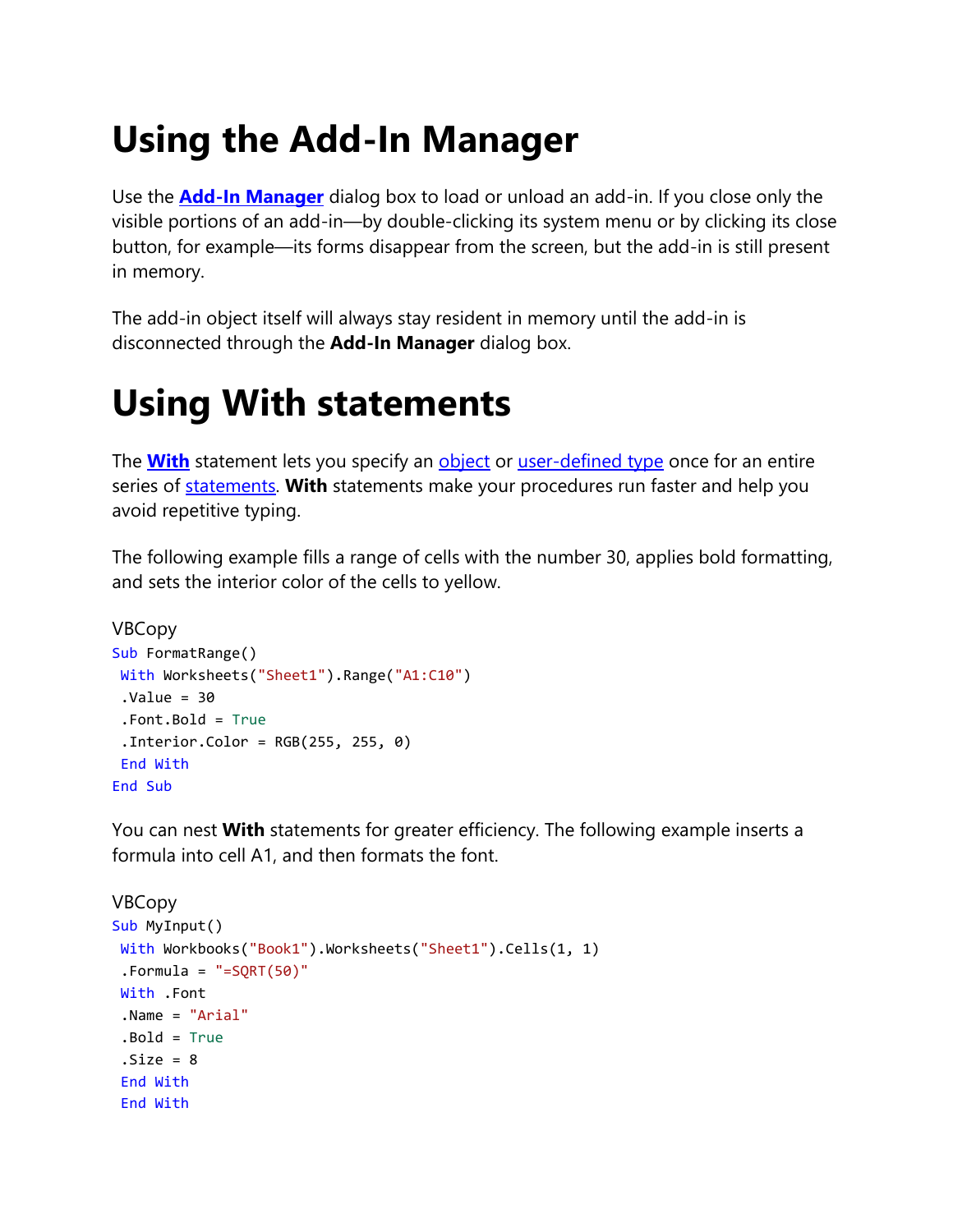# Using the Add-In Manager

Use the **Add-In Manager** dialog box to load or unload an add-in. If you close only the visible portions of an add-in—by double-clicking its system menu or by clicking its close button, for example—its forms disappear from the screen, but the add-in is still present in memory.

The add-in object itself will always stay resident in memory until the add-in is disconnected through the **Add-In Manager** dialog box.

# Using With statements

The **With** statement lets you specify an object or user-defined type once for an entire series of statements. **With** statements make your procedures run faster and help you avoid repetitive typing.

The following example fills a range of cells with the number 30, applies bold formatting, and sets the interior color of the cells to yellow.

VBCopy

```
Sub FormatRange()
 With Worksheets("Sheet1").Range("A1:C10")
 .Value = 30
 .Font.Bold = True
 .Interior.Color = RGB(255, 255, 0)
 End With
End Sub
```

You can nest **With** statements for greater efficiency. The following example inserts a formula into cell A1, and then formats the font.

VBCopy

```
Sub MyInput()
 With Workbooks("Book1").Worksheets("Sheet1").Cells(1, 1)
 .Formula = "=SQRT(50)"
 With .Font
 .Name = "Arial"
 .Bold = True
 .Size = 8
 End With
 End With
```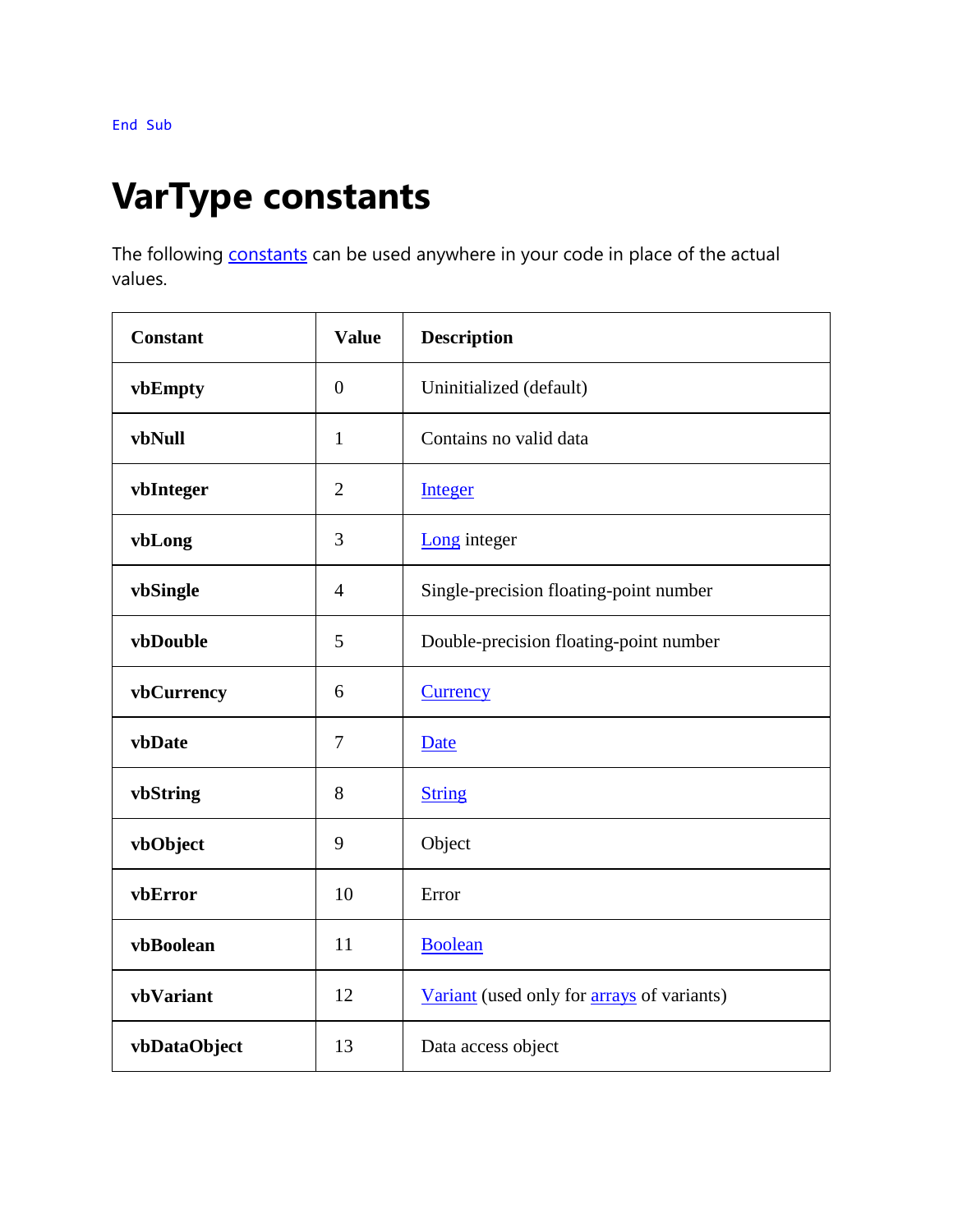```
End Sub
```

# VarType constants

The following constants can be used anywhere in your code in place of the actual values.

| Constant | Value | Description |
|---|---|---|
| **vbEmpty** | 0 | Uninitialized (default) |
| **vbNull** | 1 | Contains no valid data |
| **vbInteger** | 2 | Integer |
| **vbLong** | 3 | Long integer |
| **vbSingle** | 4 | Single-precision floating-point number |
| **vbDouble** | 5 | Double-precision floating-point number |
| **vbCurrency** | 6 | Currency |
| **vbDate** | 7 | Date |
| **vbString** | 8 | String |
| **vbObject** | 9 | Object |
| **vbError** | 10 | Error |
| **vbBoolean** | 11 | Boolean |
| **vbVariant** | 12 | Variant (used only for arrays of variants) |
| **vbDataObject** | 13 | Data access object |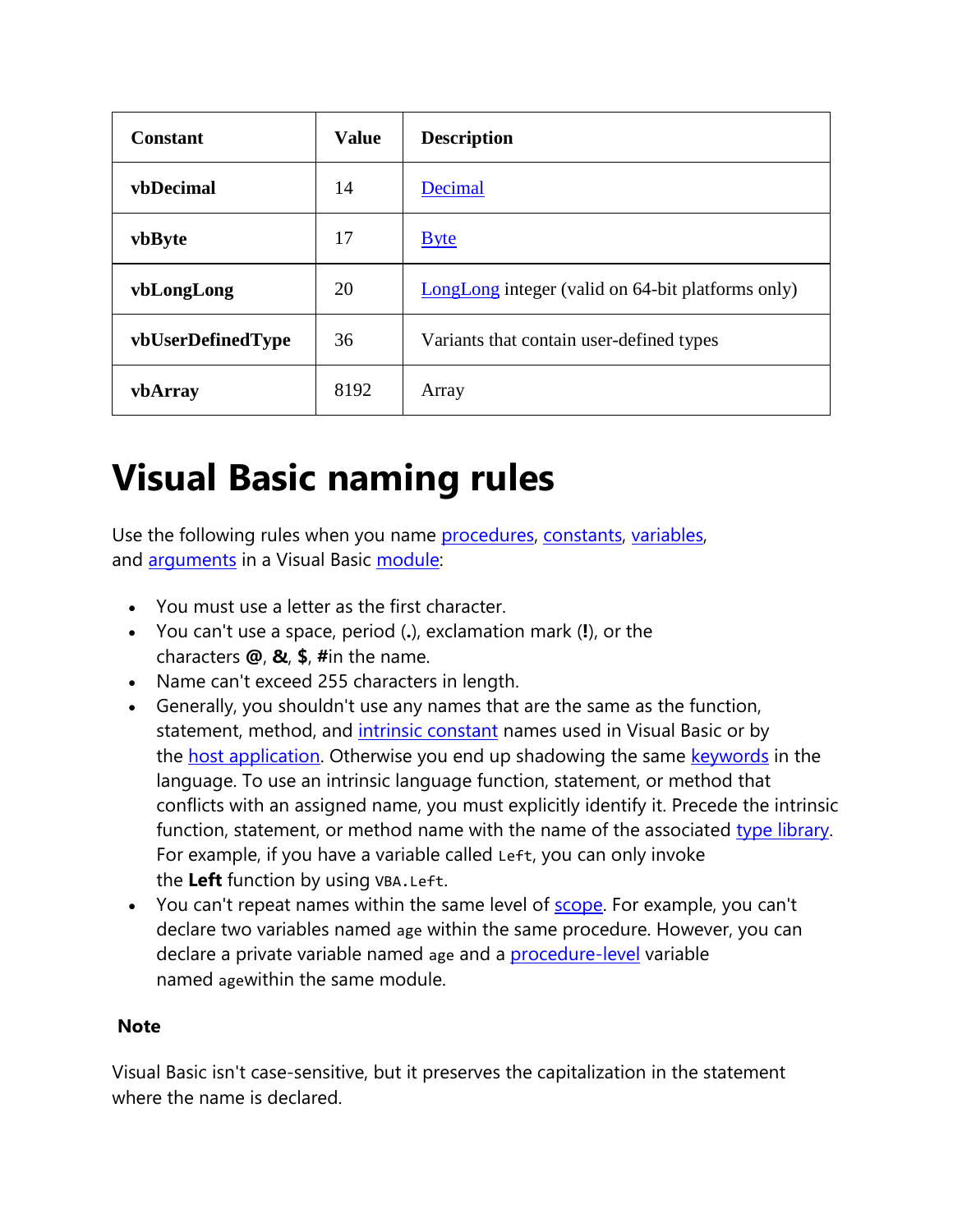| Constant | Value | Description |
|---|---|---|
| **vbDecimal** | 14 | Decimal |
| **vbByte** | 17 | Byte |
| **vbLongLong** | 20 | LongLong integer (valid on 64-bit platforms only) |
| **vbUserDefinedType** | 36 | Variants that contain user-defined types |
| **vbArray** | 8192 | Array |

# Visual Basic naming rules

Use the following rules when you name procedures, constants, variables, and arguments in a Visual Basic module:

- You must use a letter as the first character.
- You can't use a space, period (**.**), exclamation mark (**!**), or the characters **@**, **&**, **$**, **#**in the name.
- Name can't exceed 255 characters in length.
- Generally, you shouldn't use any names that are the same as the function, statement, method, and intrinsic constant names used in Visual Basic or by the host application. Otherwise you end up shadowing the same keywords in the language. To use an intrinsic language function, statement, or method that conflicts with an assigned name, you must explicitly identify it. Precede the intrinsic function, statement, or method name with the name of the associated type library. For example, if you have a variable called `Left`, you can only invoke the **Left** function by using `VBA.Left`.
- You can't repeat names within the same level of scope. For example, you can't declare two variables named `age` within the same procedure. However, you can declare a private variable named `age` and a procedure-level variable named `age`within the same module.

**Note**

Visual Basic isn't case-sensitive, but it preserves the capitalization in the statement where the name is declared.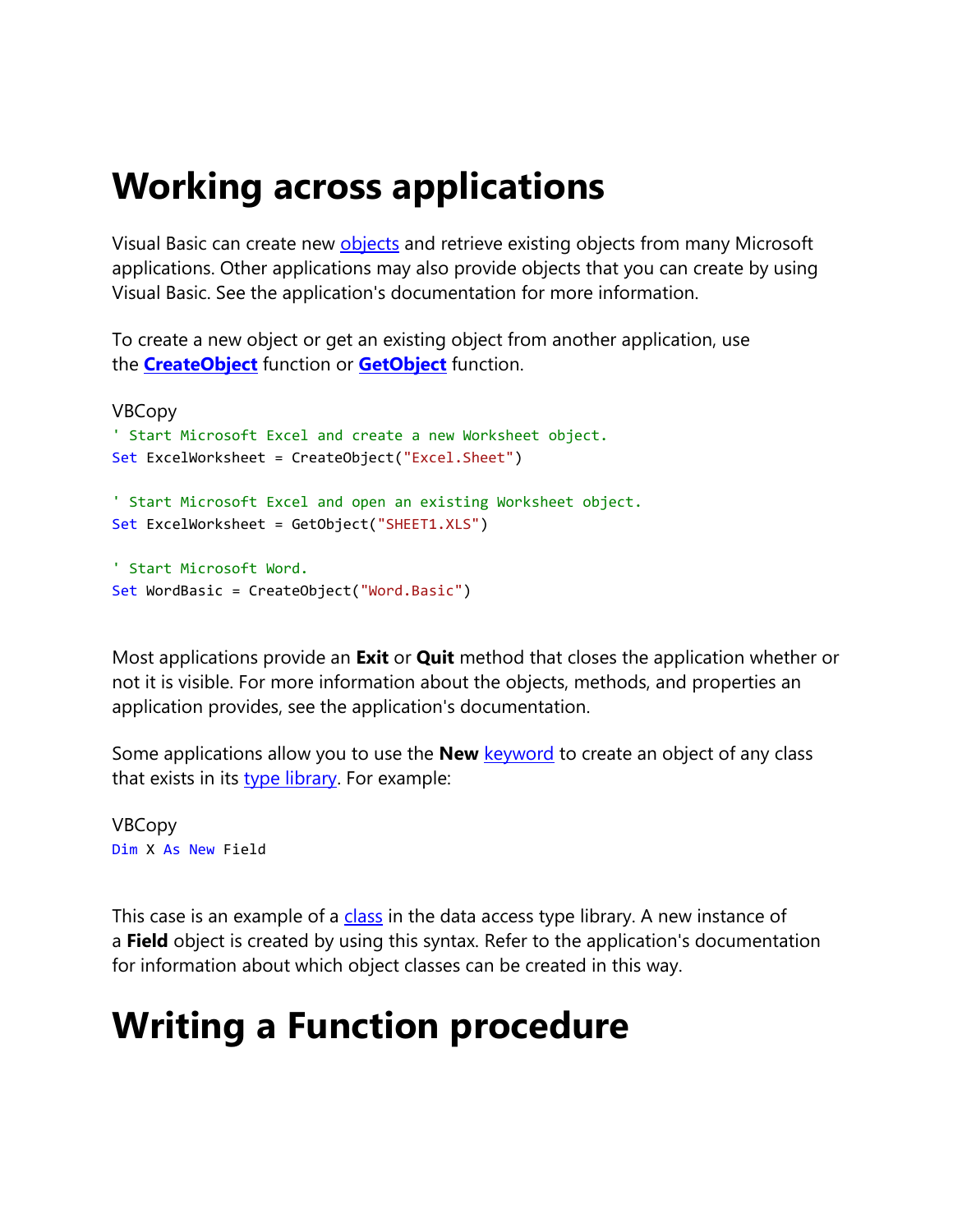# Working across applications

Visual Basic can create new objects and retrieve existing objects from many Microsoft applications. Other applications may also provide objects that you can create by using Visual Basic. See the application's documentation for more information.

To create a new object or get an existing object from another application, use the **CreateObject** function or **GetObject** function.

VBCopy

```
' Start Microsoft Excel and create a new Worksheet object.
Set ExcelWorksheet = CreateObject("Excel.Sheet")

' Start Microsoft Excel and open an existing Worksheet object.
Set ExcelWorksheet = GetObject("SHEET1.XLS")

' Start Microsoft Word.
Set WordBasic = CreateObject("Word.Basic")
```

Most applications provide an **Exit** or **Quit** method that closes the application whether or not it is visible. For more information about the objects, methods, and properties an application provides, see the application's documentation.

Some applications allow you to use the **New** keyword to create an object of any class that exists in its type library. For example:

VBCopy

```
Dim X As New Field
```

This case is an example of a class in the data access type library. A new instance of a **Field** object is created by using this syntax. Refer to the application's documentation for information about which object classes can be created in this way.

# Writing a Function procedure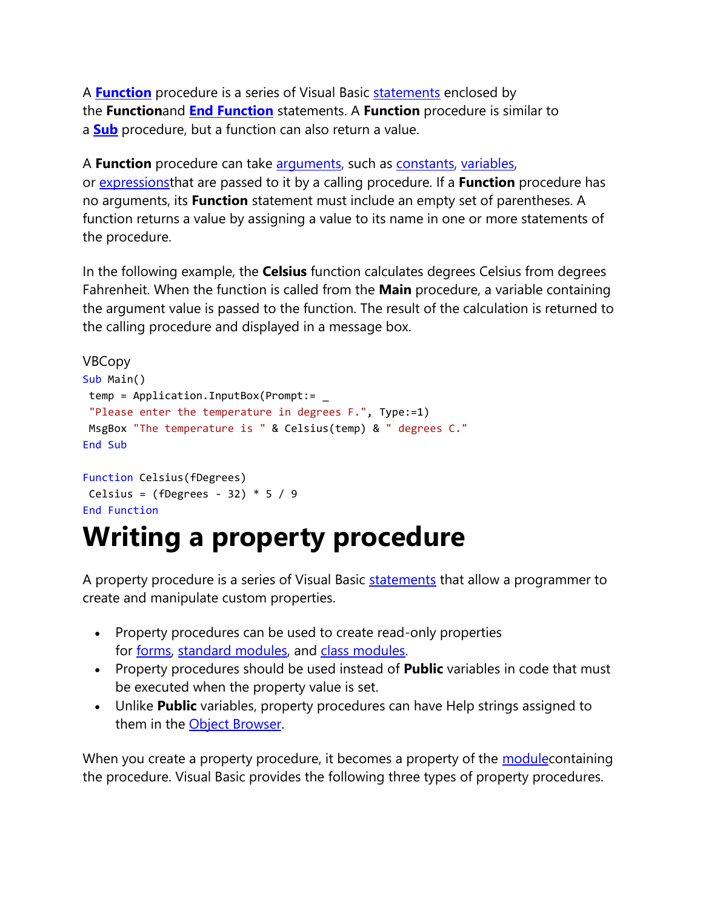A **[Function](#)** procedure is a series of Visual Basic [statements](#) enclosed by the **Function**and **[End Function](#)** statements. A **Function** procedure is similar to a **[Sub](#)** procedure, but a function can also return a value.

A **Function** procedure can take [arguments](#), such as [constants](#), [variables](#), or [expressions](#)that are passed to it by a calling procedure. If a **Function** procedure has no arguments, its **Function** statement must include an empty set of parentheses. A function returns a value by assigning a value to its name in one or more statements of the procedure.

In the following example, the **Celsius** function calculates degrees Celsius from degrees Fahrenheit. When the function is called from the **Main** procedure, a variable containing the argument value is passed to the function. The result of the calculation is returned to the calling procedure and displayed in a message box.

VBCopy

```
Sub Main()
 temp = Application.InputBox(Prompt:= _
 "Please enter the temperature in degrees F.", Type:=1)
 MsgBox "The temperature is " & Celsius(temp) & " degrees C."
End Sub

Function Celsius(fDegrees)
 Celsius = (fDegrees - 32) * 5 / 9
End Function
```

# Writing a property procedure

A property procedure is a series of Visual Basic [statements](#) that allow a programmer to create and manipulate custom properties.

- Property procedures can be used to create read-only properties for [forms](#), [standard modules](#), and [class modules](#).
- Property procedures should be used instead of **Public** variables in code that must be executed when the property value is set.
- Unlike **Public** variables, property procedures can have Help strings assigned to them in the [Object Browser](#).

When you create a property procedure, it becomes a property of the [module](#)containing the procedure. Visual Basic provides the following three types of property procedures.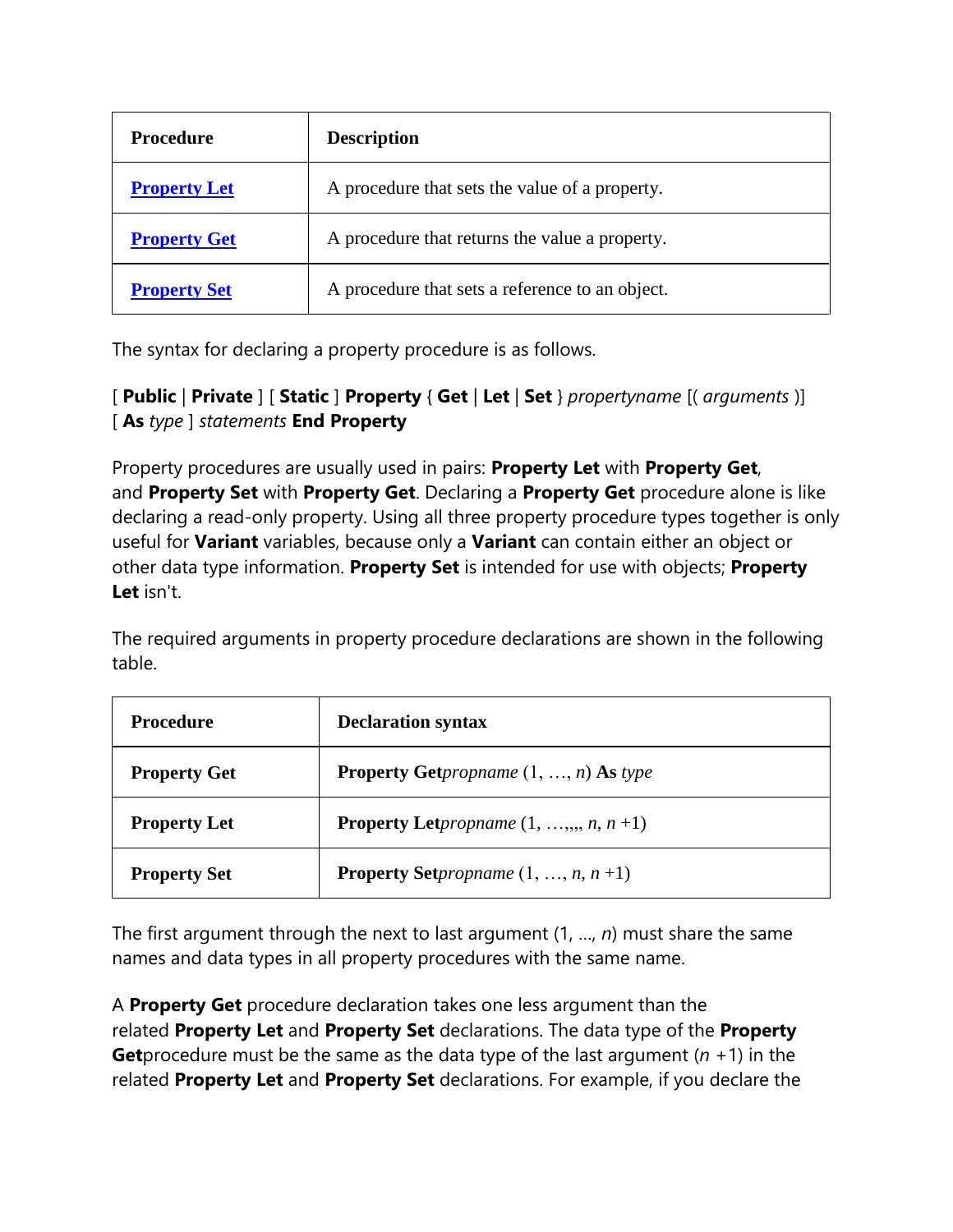| Procedure | Description |
| --- | --- |
| **Property Let** | A procedure that sets the value of a property. |
| **Property Get** | A procedure that returns the value a property. |
| **Property Set** | A procedure that sets a reference to an object. |

The syntax for declaring a property procedure is as follows.

[ **Public** | **Private** ] [ **Static** ] **Property** { **Get** | **Let** | **Set** } *propertyname* [( *arguments* )] [ **As** *type* ] *statements* **End Property**

Property procedures are usually used in pairs: **Property Let** with **Property Get**, and **Property Set** with **Property Get**. Declaring a **Property Get** procedure alone is like declaring a read-only property. Using all three property procedure types together is only useful for **Variant** variables, because only a **Variant** can contain either an object or other data type information. **Property Set** is intended for use with objects; **Property Let** isn't.

The required arguments in property procedure declarations are shown in the following table.

| Procedure | Declaration syntax |
| --- | --- |
| **Property Get** | **Property Get***propname* (1, …, *n*) **As** *type* |
| **Property Let** | **Property Let***propname* (1, …,,,, *n*, *n* +1) |
| **Property Set** | **Property Set***propname* (1, …, *n*, *n* +1) |

The first argument through the next to last argument (1, ..., *n*) must share the same names and data types in all property procedures with the same name.

A **Property Get** procedure declaration takes one less argument than the related **Property Let** and **Property Set** declarations. The data type of the **Property Get**procedure must be the same as the data type of the last argument (*n* +1) in the related **Property Let** and **Property Set** declarations. For example, if you declare the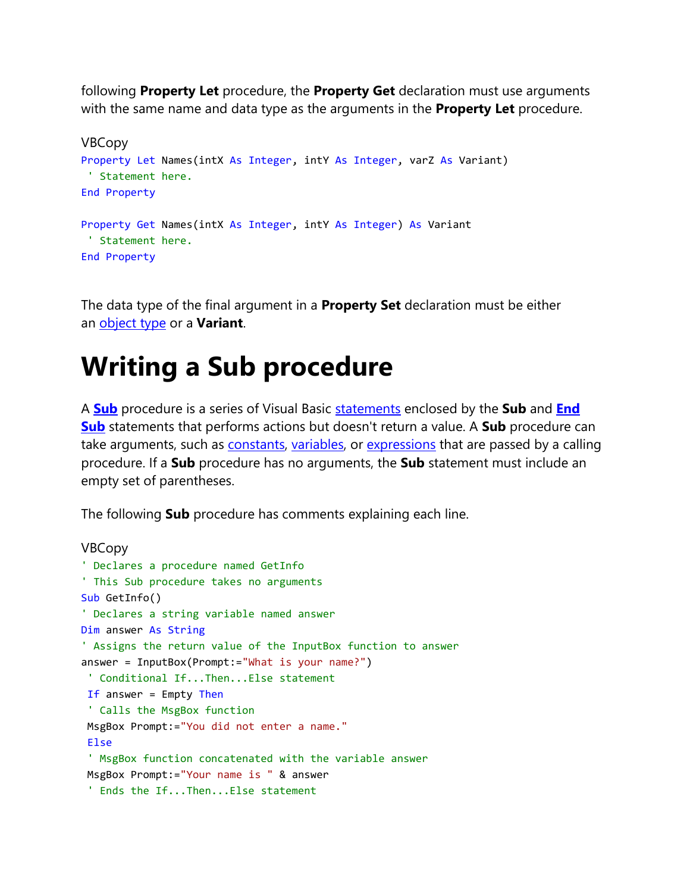following **Property Let** procedure, the **Property Get** declaration must use arguments with the same name and data type as the arguments in the **Property Let** procedure.

VBCopy

```vb
Property Let Names(intX As Integer, intY As Integer, varZ As Variant)
 ' Statement here.
End Property

Property Get Names(intX As Integer, intY As Integer) As Variant
 ' Statement here.
End Property
```

The data type of the final argument in a **Property Set** declaration must be either an object type or a **Variant**.

# Writing a Sub procedure

A **Sub** procedure is a series of Visual Basic statements enclosed by the **Sub** and **End Sub** statements that performs actions but doesn't return a value. A **Sub** procedure can take arguments, such as constants, variables, or expressions that are passed by a calling procedure. If a **Sub** procedure has no arguments, the **Sub** statement must include an empty set of parentheses.

The following **Sub** procedure has comments explaining each line.

VBCopy

```vb
' Declares a procedure named GetInfo
' This Sub procedure takes no arguments
Sub GetInfo()
' Declares a string variable named answer
Dim answer As String
' Assigns the return value of the InputBox function to answer
answer = InputBox(Prompt:="What is your name?")
 ' Conditional If...Then...Else statement
 If answer = Empty Then
 ' Calls the MsgBox function
 MsgBox Prompt:="You did not enter a name."
 Else
 ' MsgBox function concatenated with the variable answer
 MsgBox Prompt:="Your name is " & answer
 ' Ends the If...Then...Else statement
```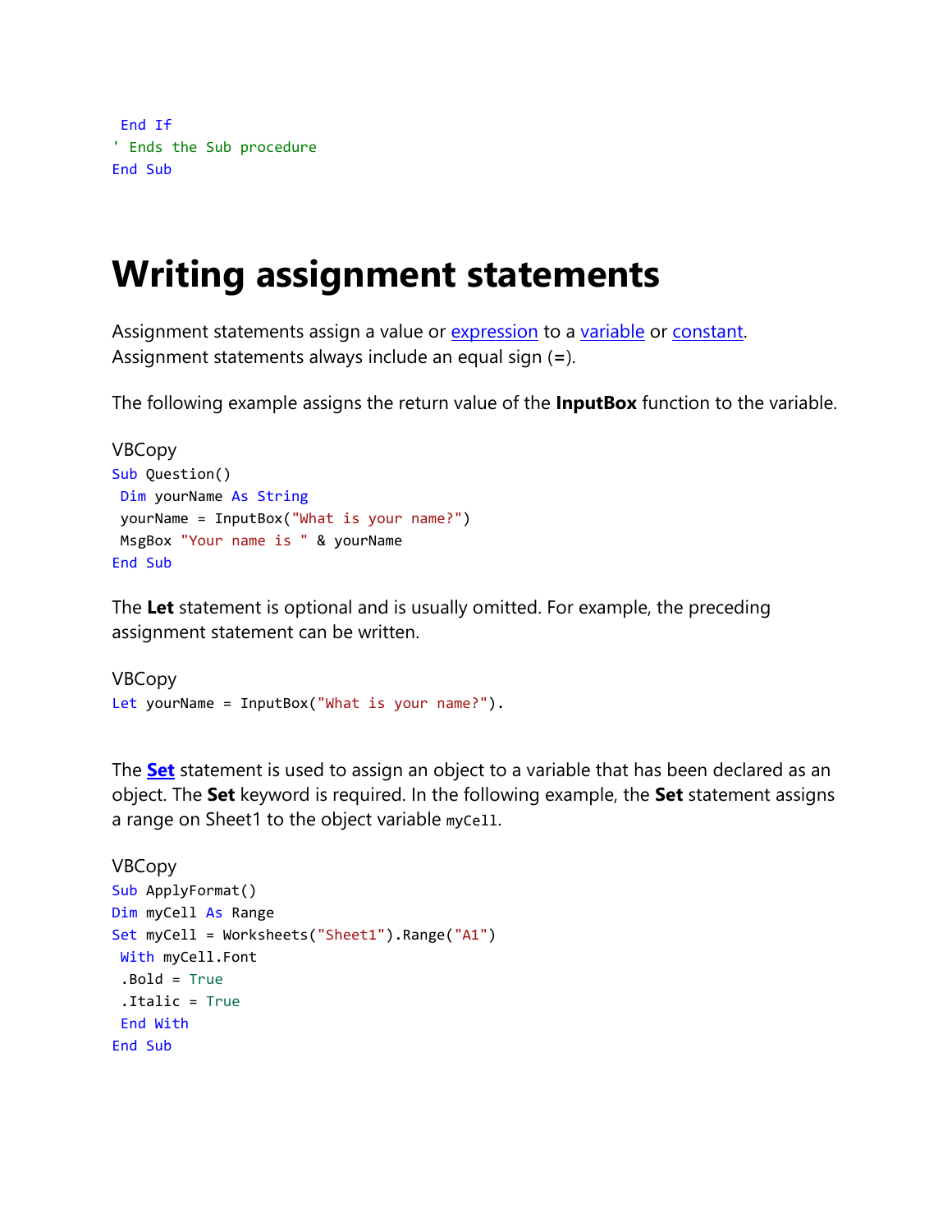```
 End If
' Ends the Sub procedure
End Sub
```

# Writing assignment statements

Assignment statements assign a value or expression to a variable or constant. Assignment statements always include an equal sign (**=**).

The following example assigns the return value of the **InputBox** function to the variable.

VBCopy

```
Sub Question()
 Dim yourName As String
 yourName = InputBox("What is your name?")
 MsgBox "Your name is " & yourName
End Sub
```

The **Let** statement is optional and is usually omitted. For example, the preceding assignment statement can be written.

VBCopy

```
Let yourName = InputBox("What is your name?").
```

The **Set** statement is used to assign an object to a variable that has been declared as an object. The **Set** keyword is required. In the following example, the **Set** statement assigns a range on Sheet1 to the object variable `myCell`.

VBCopy

```
Sub ApplyFormat()
Dim myCell As Range
Set myCell = Worksheets("Sheet1").Range("A1")
 With myCell.Font
 .Bold = True
 .Italic = True
 End With
End Sub
```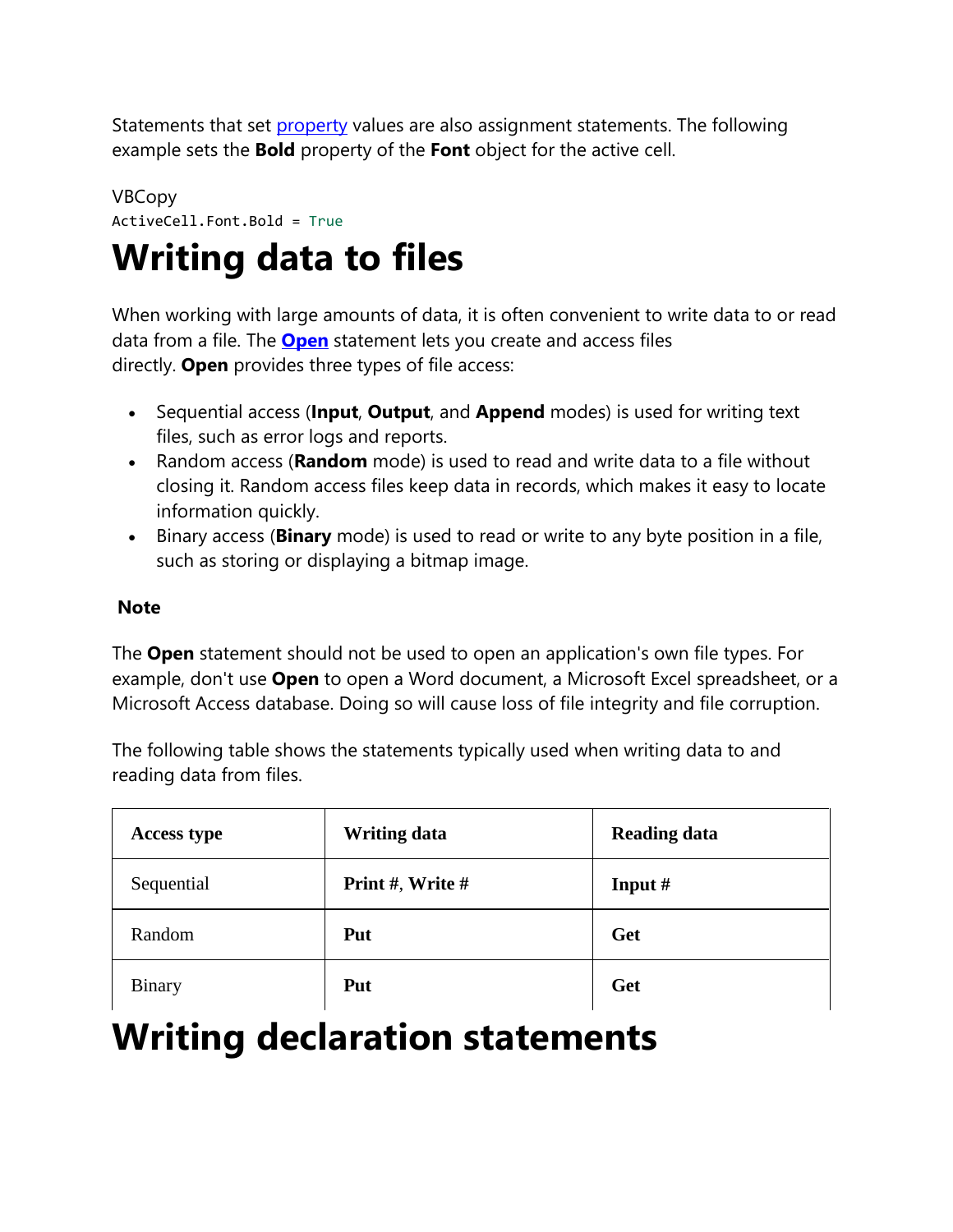Statements that set property values are also assignment statements. The following example sets the **Bold** property of the **Font** object for the active cell.

VBCopy

```
ActiveCell.Font.Bold = True
```

# Writing data to files

When working with large amounts of data, it is often convenient to write data to or read data from a file. The **Open** statement lets you create and access files directly. **Open** provides three types of file access:

- Sequential access (**Input**, **Output**, and **Append** modes) is used for writing text files, such as error logs and reports.
- Random access (**Random** mode) is used to read and write data to a file without closing it. Random access files keep data in records, which makes it easy to locate information quickly.
- Binary access (**Binary** mode) is used to read or write to any byte position in a file, such as storing or displaying a bitmap image.

**Note**

The **Open** statement should not be used to open an application's own file types. For example, don't use **Open** to open a Word document, a Microsoft Excel spreadsheet, or a Microsoft Access database. Doing so will cause loss of file integrity and file corruption.

The following table shows the statements typically used when writing data to and reading data from files.

| Access type | Writing data | Reading data |
| --- | --- | --- |
| Sequential | **Print #**, **Write #** | **Input #** |
| Random | **Put** | **Get** |
| Binary | **Put** | **Get** |

# Writing declaration statements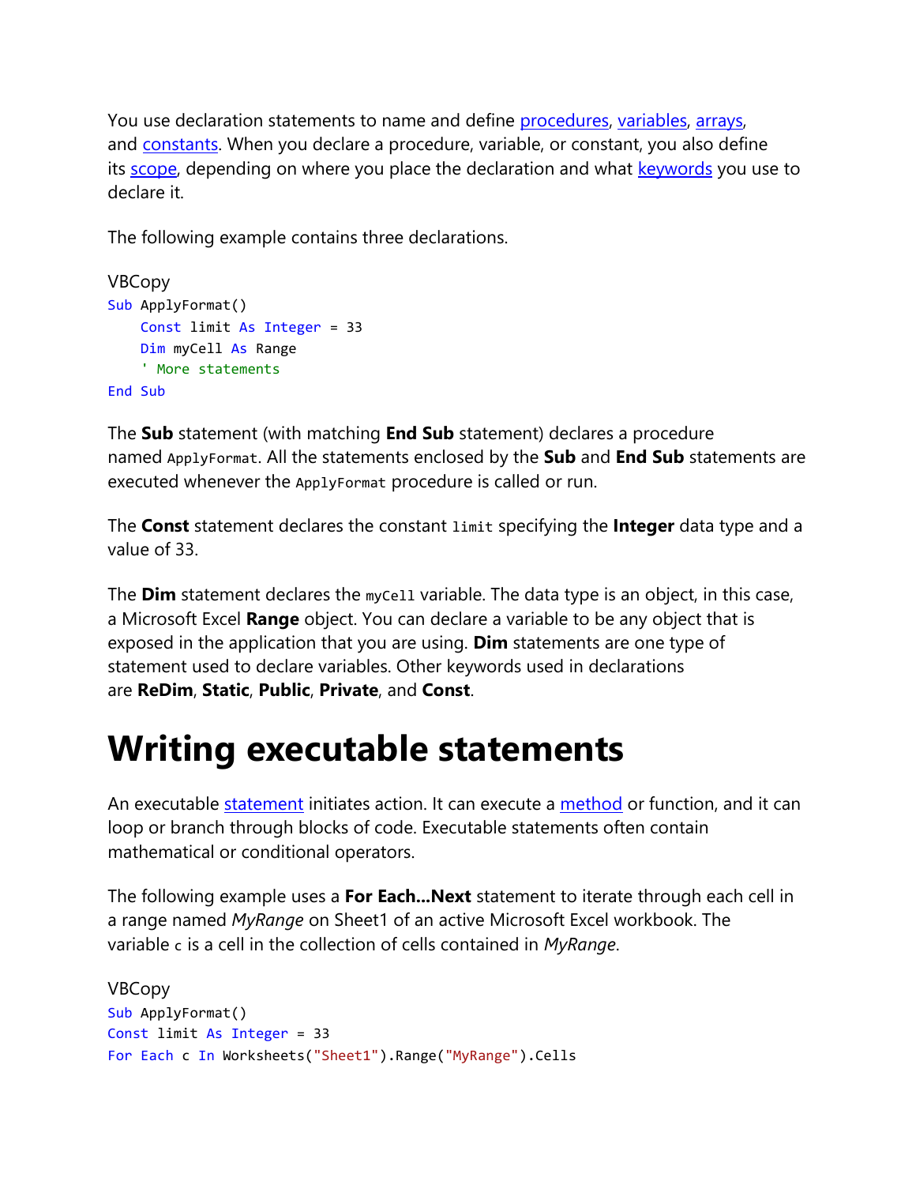You use declaration statements to name and define procedures, variables, arrays, and constants. When you declare a procedure, variable, or constant, you also define its scope, depending on where you place the declaration and what keywords you use to declare it.

The following example contains three declarations.

VBCopy

```
Sub ApplyFormat()
    Const limit As Integer = 33
    Dim myCell As Range
    ' More statements
End Sub
```

The **Sub** statement (with matching **End Sub** statement) declares a procedure named `ApplyFormat`. All the statements enclosed by the **Sub** and **End Sub** statements are executed whenever the `ApplyFormat` procedure is called or run.

The **Const** statement declares the constant `limit` specifying the **Integer** data type and a value of 33.

The **Dim** statement declares the `myCell` variable. The data type is an object, in this case, a Microsoft Excel **Range** object. You can declare a variable to be any object that is exposed in the application that you are using. **Dim** statements are one type of statement used to declare variables. Other keywords used in declarations are **ReDim**, **Static**, **Public**, **Private**, and **Const**.

# Writing executable statements

An executable statement initiates action. It can execute a method or function, and it can loop or branch through blocks of code. Executable statements often contain mathematical or conditional operators.

The following example uses a **For Each...Next** statement to iterate through each cell in a range named *MyRange* on Sheet1 of an active Microsoft Excel workbook. The variable `c` is a cell in the collection of cells contained in *MyRange*.

VBCopy

```
Sub ApplyFormat()
Const limit As Integer = 33
For Each c In Worksheets("Sheet1").Range("MyRange").Cells
```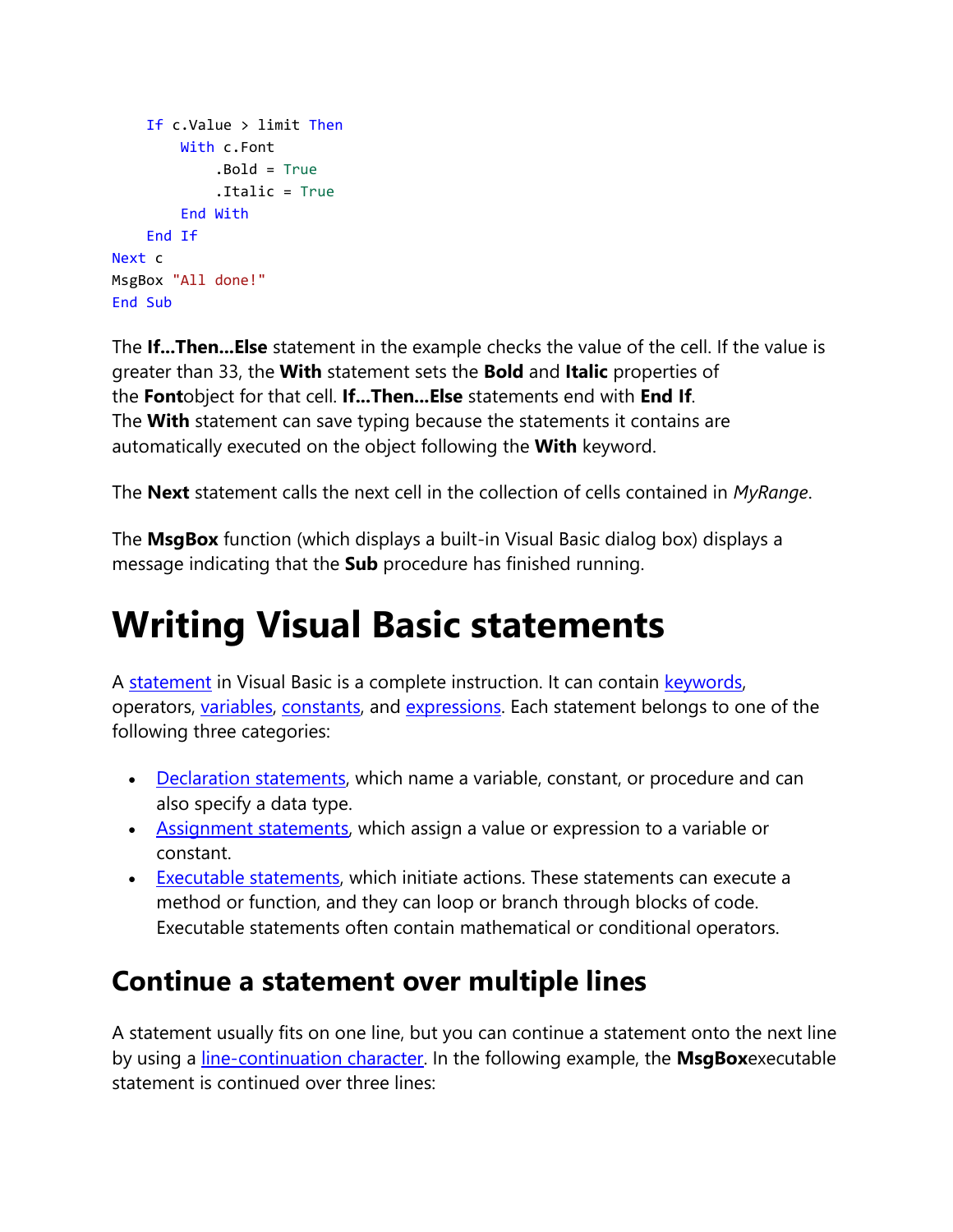```
    If c.Value > limit Then
        With c.Font
            .Bold = True
            .Italic = True
        End With
    End If
Next c
MsgBox "All done!"
End Sub
```

The **If...Then...Else** statement in the example checks the value of the cell. If the value is greater than 33, the **With** statement sets the **Bold** and **Italic** properties of the **Font**object for that cell. **If...Then...Else** statements end with **End If**. The **With** statement can save typing because the statements it contains are automatically executed on the object following the **With** keyword.

The **Next** statement calls the next cell in the collection of cells contained in *MyRange*.

The **MsgBox** function (which displays a built-in Visual Basic dialog box) displays a message indicating that the **Sub** procedure has finished running.

# Writing Visual Basic statements

A statement in Visual Basic is a complete instruction. It can contain keywords, operators, variables, constants, and expressions. Each statement belongs to one of the following three categories:

- Declaration statements, which name a variable, constant, or procedure and can also specify a data type.
- Assignment statements, which assign a value or expression to a variable or constant.
- Executable statements, which initiate actions. These statements can execute a method or function, and they can loop or branch through blocks of code. Executable statements often contain mathematical or conditional operators.

## Continue a statement over multiple lines

A statement usually fits on one line, but you can continue a statement onto the next line by using a line-continuation character. In the following example, the **MsgBox**executable statement is continued over three lines: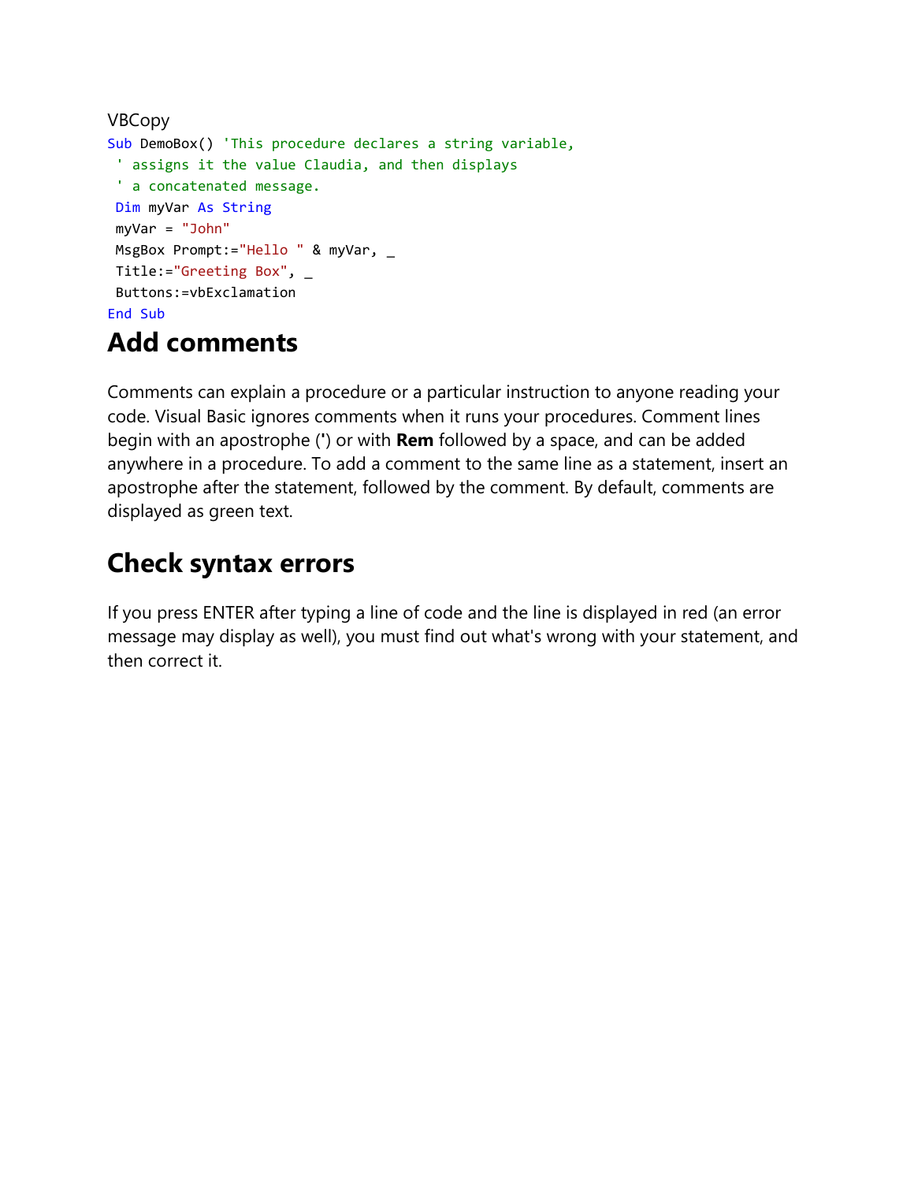VBCopy

```vb
Sub DemoBox() 'This procedure declares a string variable,
 ' assigns it the value Claudia, and then displays
 ' a concatenated message.
 Dim myVar As String
 myVar = "John"
 MsgBox Prompt:="Hello " & myVar, _
 Title:="Greeting Box", _
 Buttons:=vbExclamation
End Sub
```

## Add comments

Comments can explain a procedure or a particular instruction to anyone reading your code. Visual Basic ignores comments when it runs your procedures. Comment lines begin with an apostrophe (**'**) or with **Rem** followed by a space, and can be added anywhere in a procedure. To add a comment to the same line as a statement, insert an apostrophe after the statement, followed by the comment. By default, comments are displayed as green text.

## Check syntax errors

If you press ENTER after typing a line of code and the line is displayed in red (an error message may display as well), you must find out what's wrong with your statement, and then correct it.